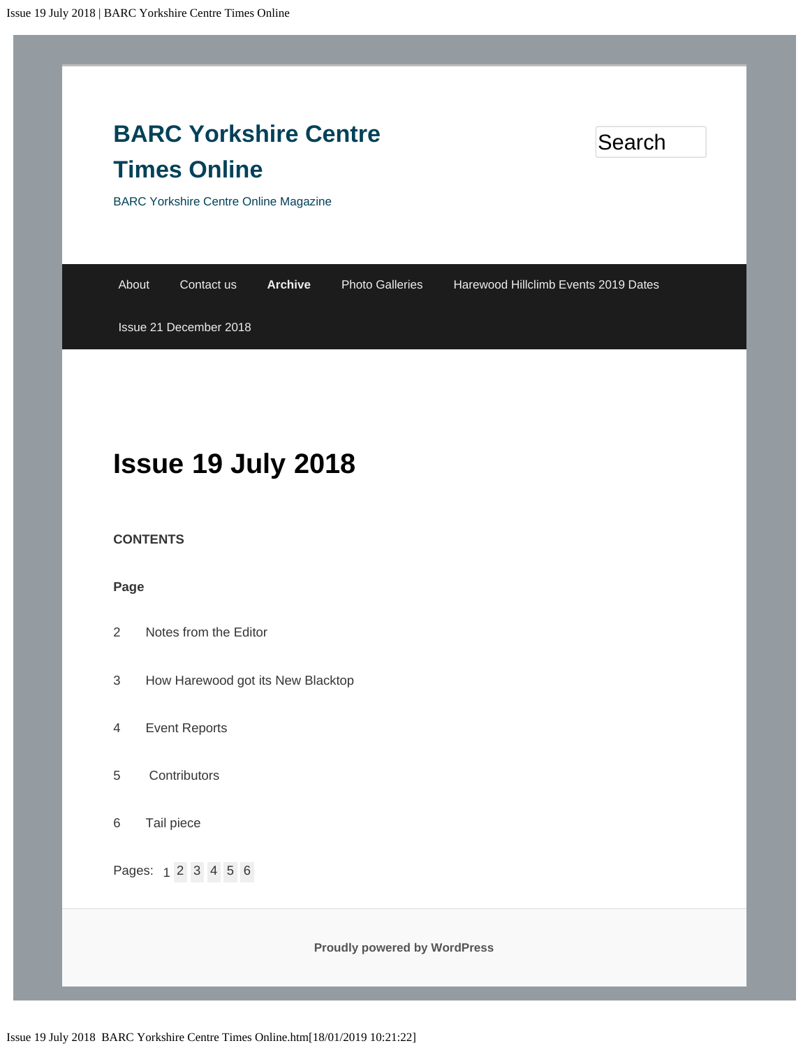# BARC Yorkshire Centre Times Online

BARC Yorkshire Centre Online Magazine

Search

About | Contact us | **Archive** | Photo Galleries | Harewood Hillclimb Events 2019 Dates | Issue 21 December 2018

# Issue 19 July 2018

**CONTENTS**

**Page**

2 Notes from the Editor

3 How Harewood got its New Blacktop

4 Event Reports

5 Contributors

6 Tail piece

Pages: 1 2 3 4 5 6

**Proudly powered by WordPress**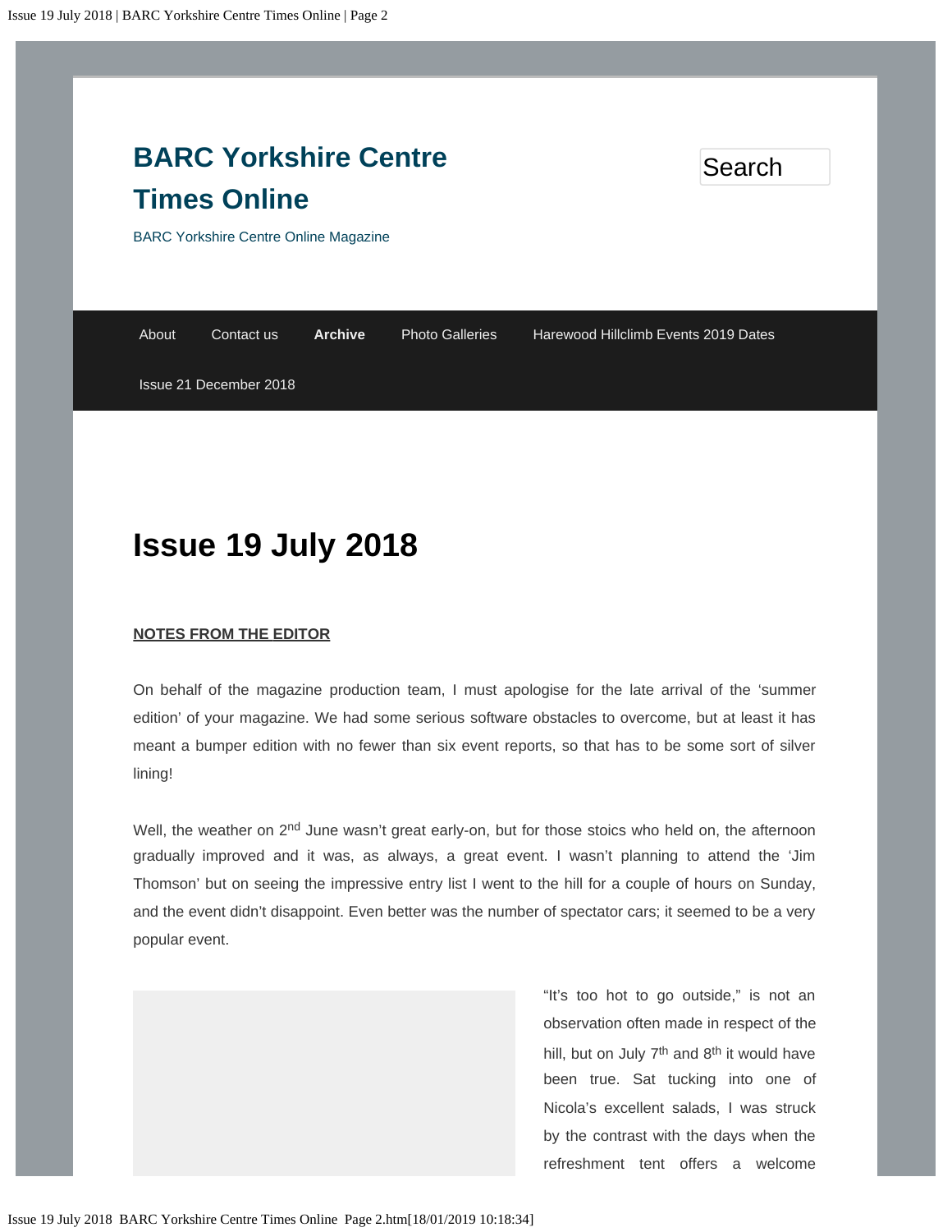# BARC Yorkshire Centre Times Online

BARC Yorkshire Centre Online Magazine

About | Contact us | **Archive** | Photo Galleries | Harewood Hillclimb Events 2019 Dates | Issue 21 December 2018

# Issue 19 July 2018

**NOTES FROM THE EDITOR**

On behalf of the magazine production team, I must apologise for the late arrival of the 'summer edition' of your magazine. We had some serious software obstacles to overcome, but at least it has meant a bumper edition with no fewer than six event reports, so that has to be some sort of silver lining!

Well, the weather on 2nd June wasn't great early-on, but for those stoics who held on, the afternoon gradually improved and it was, as always, a great event. I wasn't planning to attend the 'Jim Thomson' but on seeing the impressive entry list I went to the hill for a couple of hours on Sunday, and the event didn't disappoint. Even better was the number of spectator cars; it seemed to be a very popular event.

"It's too hot to go outside," is not an observation often made in respect of the hill, but on July 7th and 8th it would have been true. Sat tucking into one of Nicola's excellent salads, I was struck by the contrast with the days when the refreshment tent offers a welcome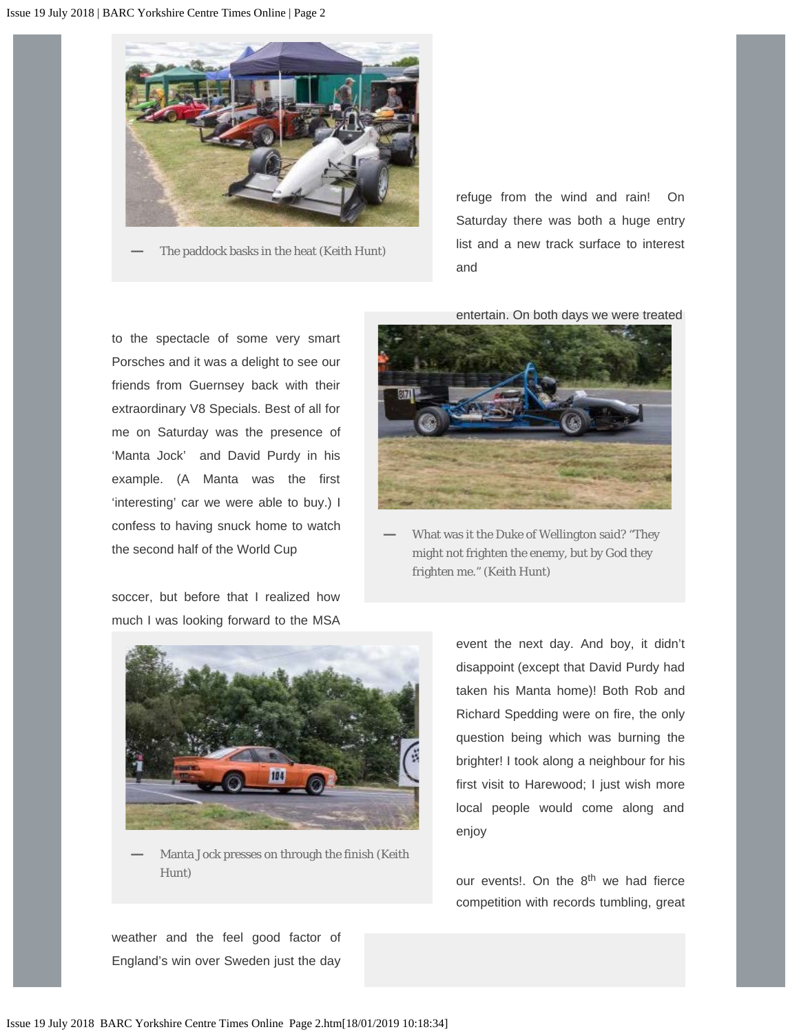— The paddock basks in the heat (Keith Hunt)

refuge from the wind and rain! On Saturday there was both a huge entry list and a new track surface to interest and entertain. On both days we were treated to the spectacle of some very smart Porsches and it was a delight to see our friends from Guernsey back with their extraordinary V8 Specials. Best of all for me on Saturday was the presence of 'Manta Jock' and David Purdy in his example. (A Manta was the first 'interesting' car we were able to buy.) I confess to having snuck home to watch the second half of the World Cup soccer, but before that I realized how much I was looking forward to the MSA event the next day. And boy, it didn't disappoint (except that David Purdy had taken his Manta home)! Both Rob and Richard Spedding were on fire, the only question being which was burning the brighter! I took along a neighbour for his first visit to Harewood; I just wish more local people would come along and enjoy our events!. On the 8th we had fierce competition with records tumbling, great weather and the feel good factor of England's win over Sweden just the day

— What was it the Duke of Wellington said? "They might not frighten the enemy, but by God they frighten me." (Keith Hunt)

— Manta Jock presses on through the finish (Keith Hunt)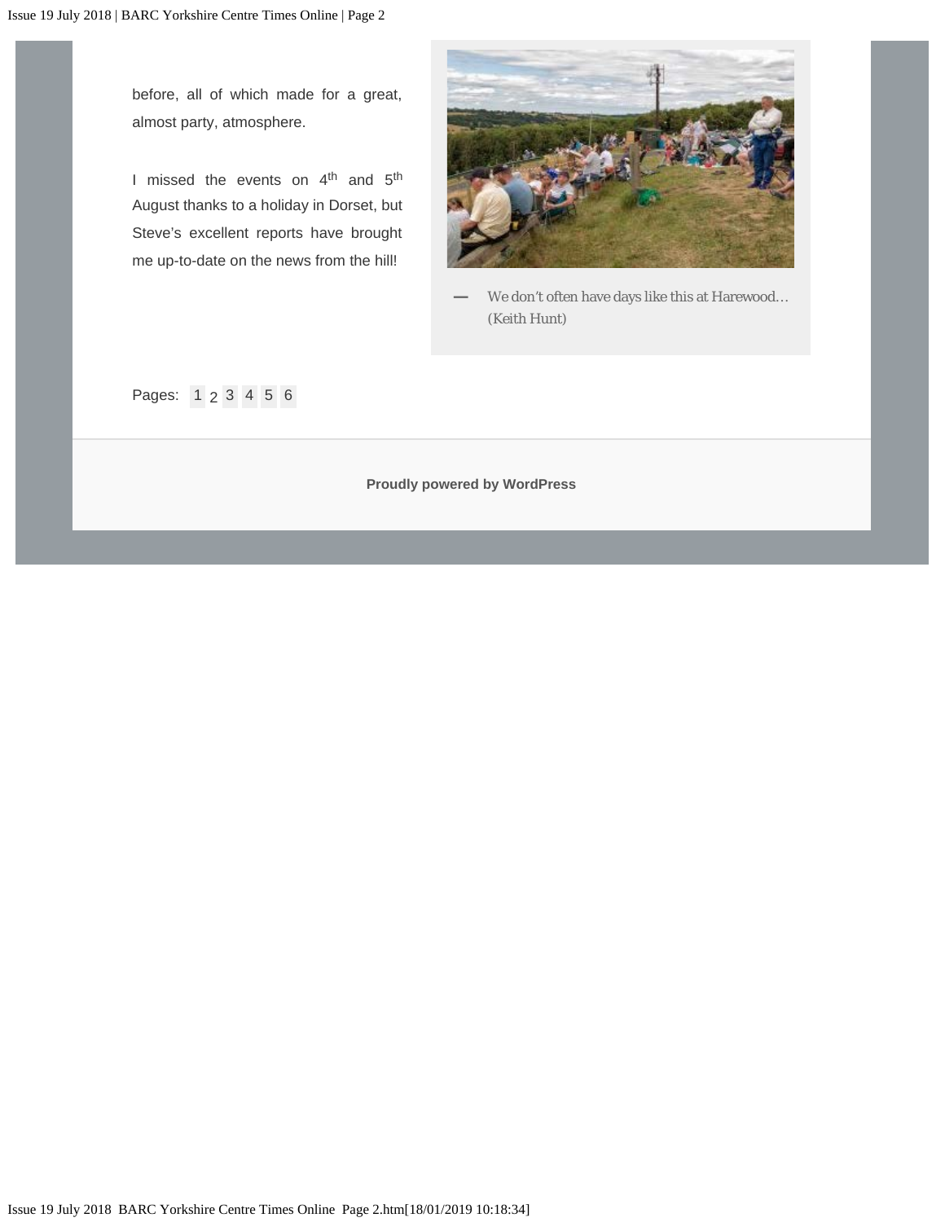before, all of which made for a great, almost party, atmosphere.

I missed the events on 4th and 5th August thanks to a holiday in Dorset, but Steve's excellent reports have brought me up-to-date on the news from the hill!

— We don't often have days like this at Harewood… (Keith Hunt)

Pages: 1 2 3 4 5 6

**Proudly powered by WordPress**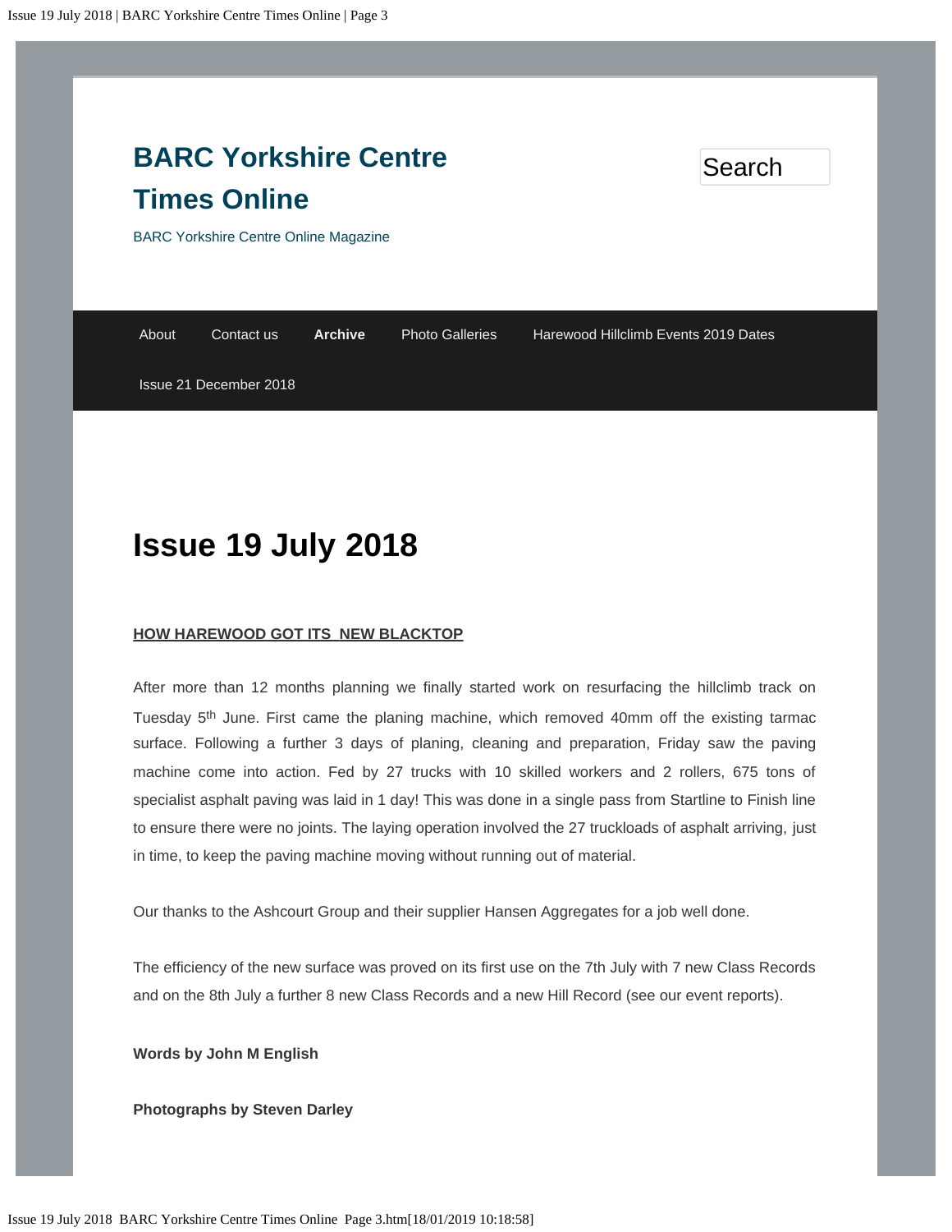# BARC Yorkshire Centre Times Online

BARC Yorkshire Centre Online Magazine

About | Contact us | **Archive** | Photo Galleries | Harewood Hillclimb Events 2019 Dates | Issue 21 December 2018

# Issue 19 July 2018

**HOW HAREWOOD GOT ITS NEW BLACKTOP**

After more than 12 months planning we finally started work on resurfacing the hillclimb track on Tuesday 5th June. First came the planing machine, which removed 40mm off the existing tarmac surface. Following a further 3 days of planing, cleaning and preparation, Friday saw the paving machine come into action. Fed by 27 trucks with 10 skilled workers and 2 rollers, 675 tons of specialist asphalt paving was laid in 1 day! This was done in a single pass from Startline to Finish line to ensure there were no joints. The laying operation involved the 27 truckloads of asphalt arriving, just in time, to keep the paving machine moving without running out of material.

Our thanks to the Ashcourt Group and their supplier Hansen Aggregates for a job well done.

The efficiency of the new surface was proved on its first use on the 7th July with 7 new Class Records and on the 8th July a further 8 new Class Records and a new Hill Record (see our event reports).

**Words by John M English**

**Photographs by Steven Darley**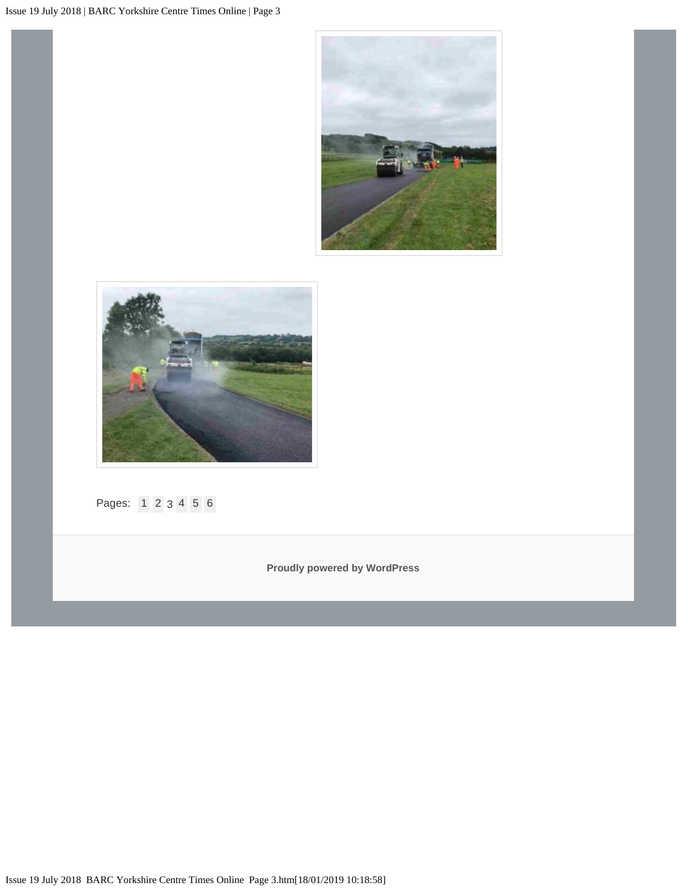Pages: 1 2 3 4 5 6

**Proudly powered by WordPress**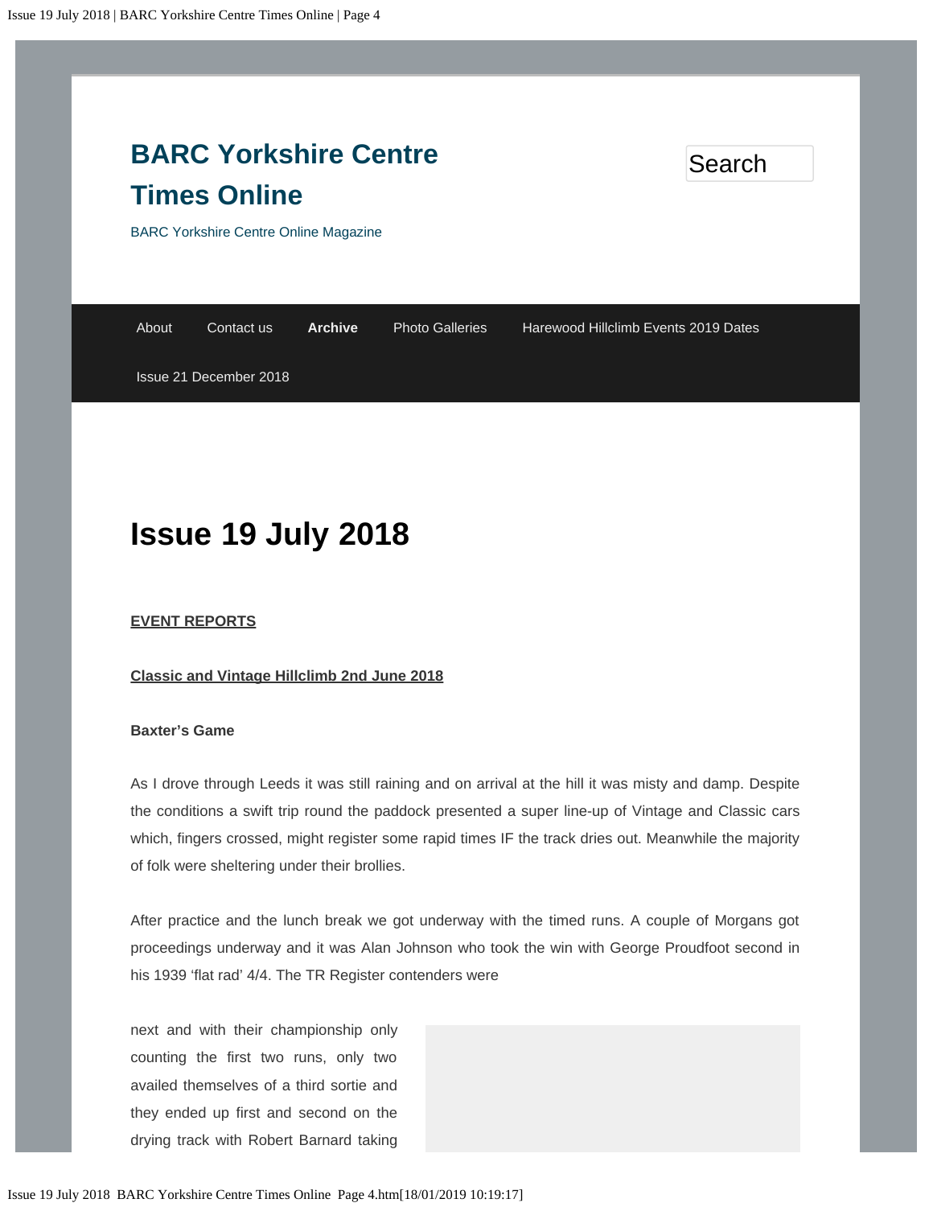BARC Yorkshire Centre Times Online

BARC Yorkshire Centre Online Magazine

Search

About | Contact us | **Archive** | Photo Galleries | Harewood Hillclimb Events 2019 Dates | Issue 21 December 2018

# Issue 19 July 2018

**EVENT REPORTS**

**Classic and Vintage Hillclimb 2nd June 2018**

**Baxter's Game**

As I drove through Leeds it was still raining and on arrival at the hill it was misty and damp. Despite the conditions a swift trip round the paddock presented a super line-up of Vintage and Classic cars which, fingers crossed, might register some rapid times IF the track dries out. Meanwhile the majority of folk were sheltering under their brollies.

After practice and the lunch break we got underway with the timed runs. A couple of Morgans got proceedings underway and it was Alan Johnson who took the win with George Proudfoot second in his 1939 'flat rad' 4/4. The TR Register contenders were next and with their championship only counting the first two runs, only two availed themselves of a third sortie and they ended up first and second on the drying track with Robert Barnard taking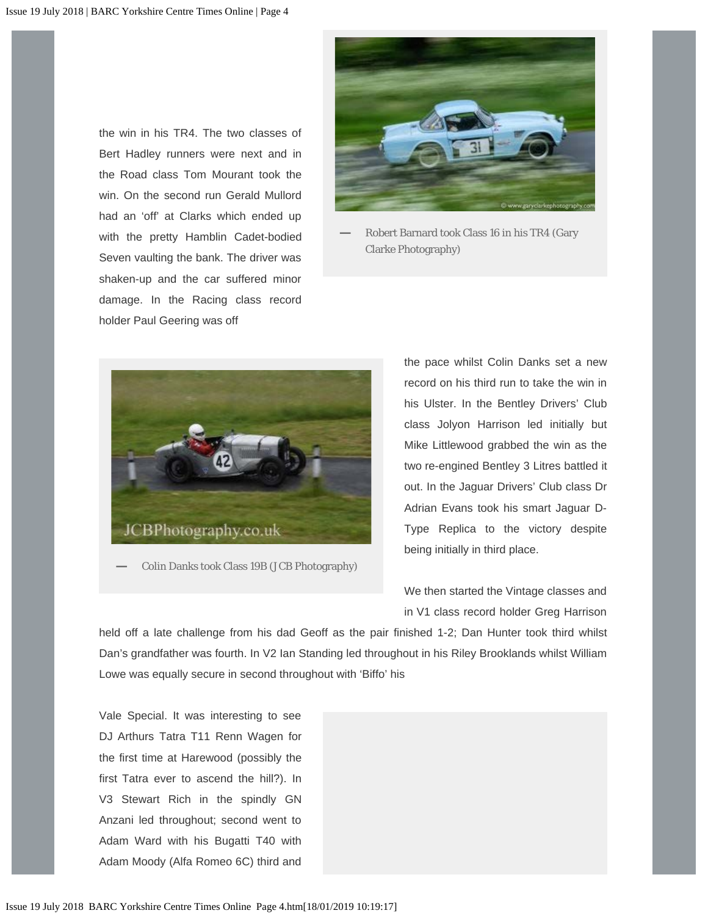the win in his TR4. The two classes of Bert Hadley runners were next and in the Road class Tom Mourant took the win. On the second run Gerald Mullord had an 'off' at Clarks which ended up with the pretty Hamblin Cadet-bodied Seven vaulting the bank. The driver was shaken-up and the car suffered minor damage. In the Racing class record holder Paul Geering was off

— Robert Barnard took Class 16 in his TR4 (Gary Clarke Photography)

the pace whilst Colin Danks set a new record on his third run to take the win in his Ulster. In the Bentley Drivers' Club class Jolyon Harrison led initially but Mike Littlewood grabbed the win as the two re-engined Bentley 3 Litres battled it out. In the Jaguar Drivers' Club class Dr Adrian Evans took his smart Jaguar D-Type Replica to the victory despite being initially in third place.

— Colin Danks took Class 19B (J CB Photography)

We then started the Vintage classes and in V1 class record holder Greg Harrison held off a late challenge from his dad Geoff as the pair finished 1-2; Dan Hunter took third whilst Dan's grandfather was fourth. In V2 Ian Standing led throughout in his Riley Brooklands whilst William Lowe was equally secure in second throughout with 'Biffo' his

Vale Special. It was interesting to see DJ Arthurs Tatra T11 Renn Wagen for the first time at Harewood (possibly the first Tatra ever to ascend the hill?). In V3 Stewart Rich in the spindly GN Anzani led throughout; second went to Adam Ward with his Bugatti T40 with Adam Moody (Alfa Romeo 6C) third and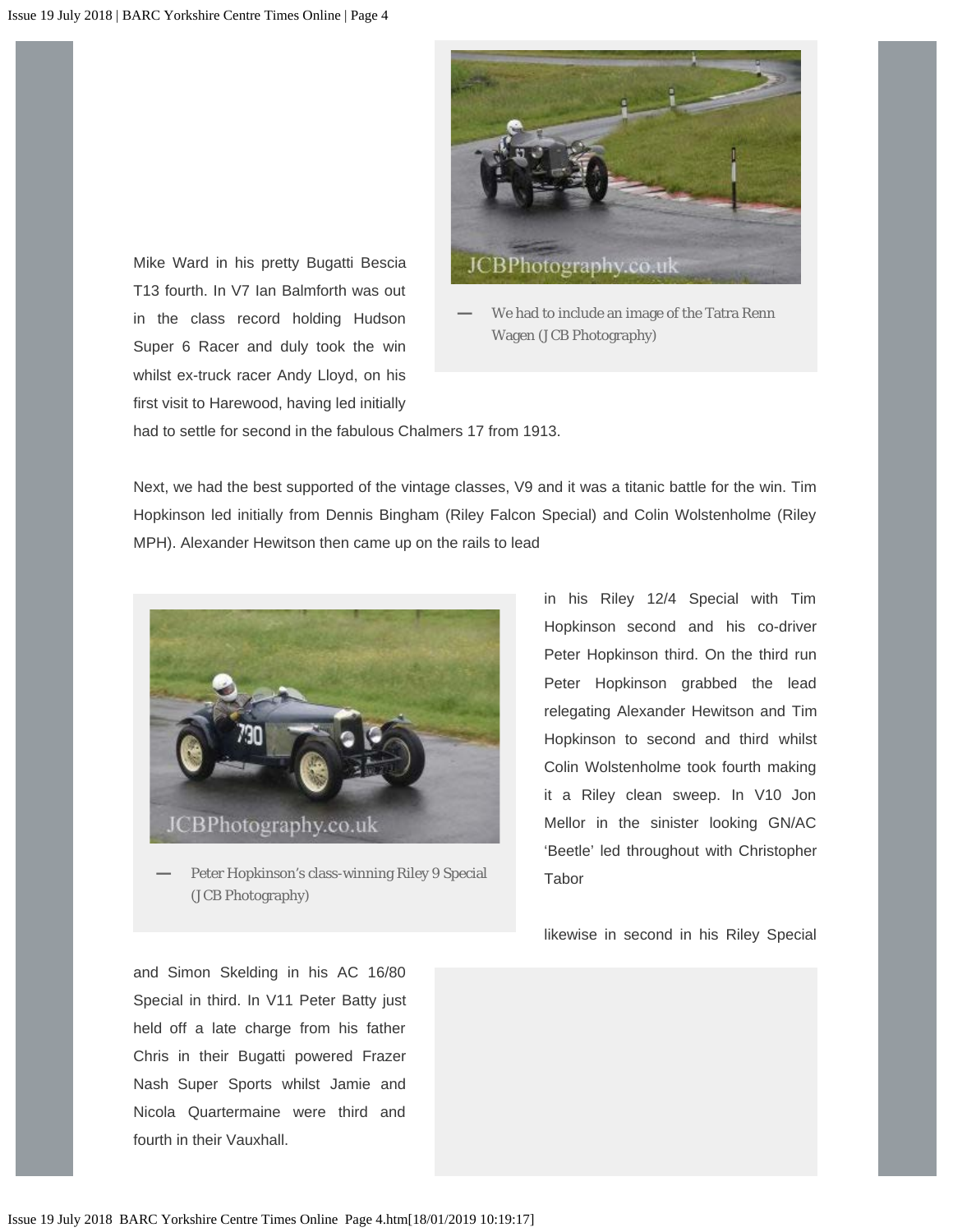Mike Ward in his pretty Bugatti Bescia T13 fourth. In V7 Ian Balmforth was out in the class record holding Hudson Super 6 Racer and duly took the win whilst ex-truck racer Andy Lloyd, on his first visit to Harewood, having led initially had to settle for second in the fabulous Chalmers 17 from 1913.

We had to include an image of the Tatra Renn Wagen (J CB Photography)

Next, we had the best supported of the vintage classes, V9 and it was a titanic battle for the win. Tim Hopkinson led initially from Dennis Bingham (Riley Falcon Special) and Colin Wolstenholme (Riley MPH). Alexander Hewitson then came up on the rails to lead in his Riley 12/4 Special with Tim Hopkinson second and his co-driver Peter Hopkinson third. On the third run Peter Hopkinson grabbed the lead relegating Alexander Hewitson and Tim Hopkinson to second and third whilst Colin Wolstenholme took fourth making it a Riley clean sweep. In V10 Jon Mellor in the sinister looking GN/AC 'Beetle' led throughout with Christopher Tabor likewise in second in his Riley Special and Simon Skelding in his AC 16/80 Special in third. In V11 Peter Batty just held off a late charge from his father Chris in their Bugatti powered Frazer Nash Super Sports whilst Jamie and Nicola Quartermaine were third and fourth in their Vauxhall.

Peter Hopkinson's class-winning Riley 9 Special (J CB Photography)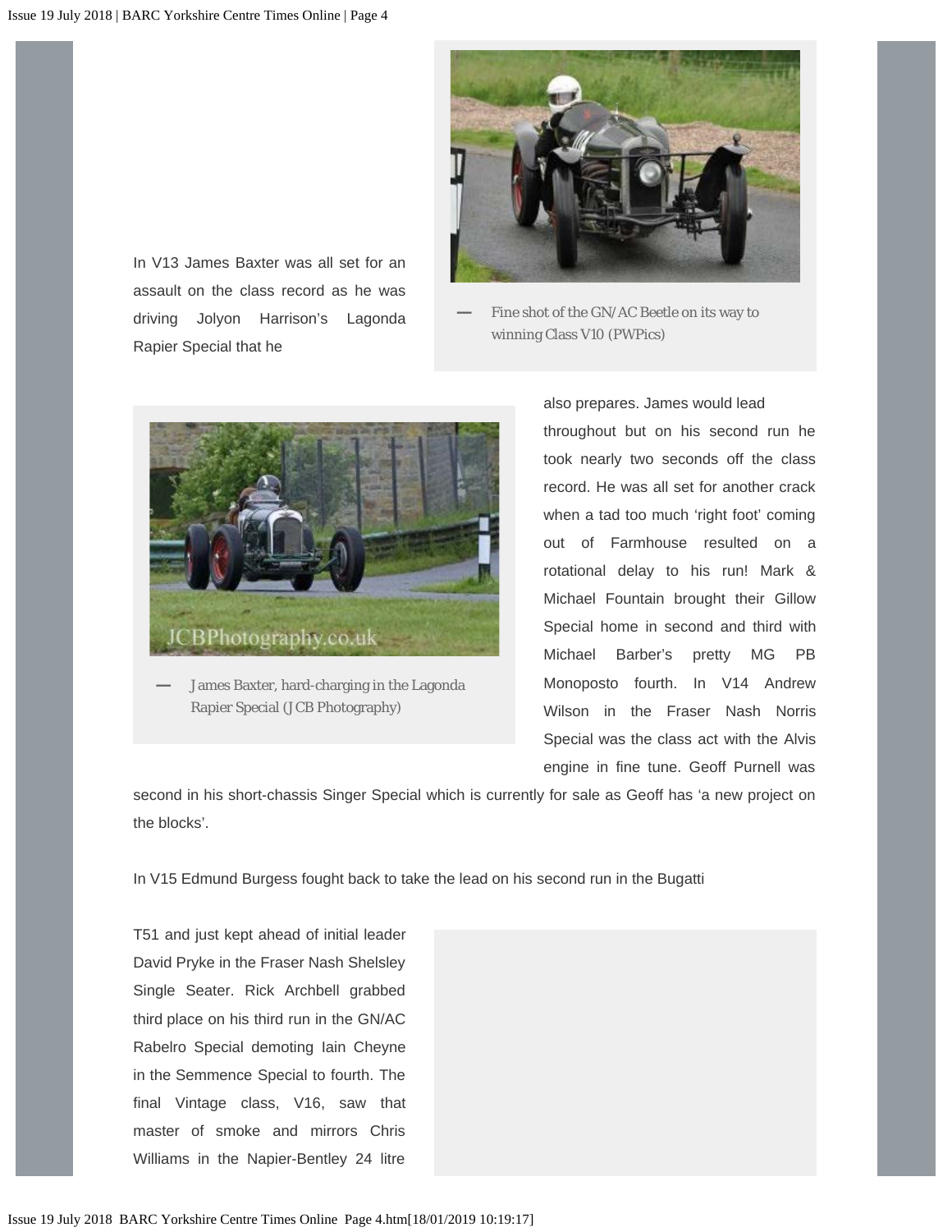In V13 James Baxter was all set for an assault on the class record as he was driving Jolyon Harrison's Lagonda Rapier Special that he also prepares. James would lead throughout but on his second run he took nearly two seconds off the class record. He was all set for another crack when a tad too much 'right foot' coming out of Farmhouse resulted on a rotational delay to his run! Mark & Michael Fountain brought their Gillow Special home in second and third with Michael Barber's pretty MG PB Monoposto fourth. In V14 Andrew Wilson in the Fraser Nash Norris Special was the class act with the Alvis engine in fine tune. Geoff Purnell was second in his short-chassis Singer Special which is currently for sale as Geoff has 'a new project on the blocks'.

Fine shot of the GN/AC Beetle on its way to winning Class V10 (PWPics)

James Baxter, hard-charging in the Lagonda Rapier Special (JCB Photography)

In V15 Edmund Burgess fought back to take the lead on his second run in the Bugatti T51 and just kept ahead of initial leader David Pryke in the Fraser Nash Shelsley Single Seater. Rick Archbell grabbed third place on his third run in the GN/AC Rabelro Special demoting Iain Cheyne in the Semmence Special to fourth. The final Vintage class, V16, saw that master of smoke and mirrors Chris Williams in the Napier-Bentley 24 litre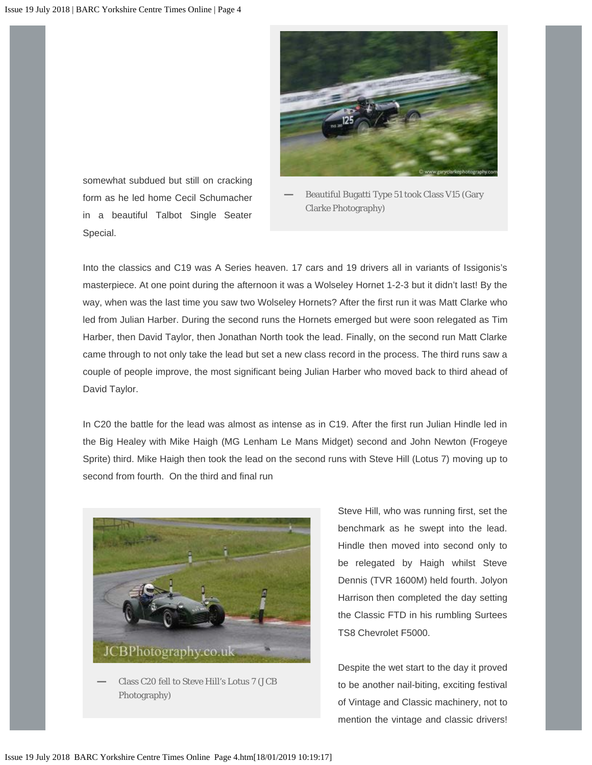somewhat subdued but still on cracking form as he led home Cecil Schumacher in a beautiful Talbot Single Seater Special.

Beautiful Bugatti Type 51 took Class V15 (Gary Clarke Photography)

Into the classics and C19 was A Series heaven. 17 cars and 19 drivers all in variants of Issigonis's masterpiece. At one point during the afternoon it was a Wolseley Hornet 1-2-3 but it didn't last! By the way, when was the last time you saw two Wolseley Hornets? After the first run it was Matt Clarke who led from Julian Harber. During the second runs the Hornets emerged but were soon relegated as Tim Harber, then David Taylor, then Jonathan North took the lead. Finally, on the second run Matt Clarke came through to not only take the lead but set a new class record in the process. The third runs saw a couple of people improve, the most significant being Julian Harber who moved back to third ahead of David Taylor.

In C20 the battle for the lead was almost as intense as in C19. After the first run Julian Hindle led in the Big Healey with Mike Haigh (MG Lenham Le Mans Midget) second and John Newton (Frogeye Sprite) third. Mike Haigh then took the lead on the second runs with Steve Hill (Lotus 7) moving up to second from fourth. On the third and final run Steve Hill, who was running first, set the benchmark as he swept into the lead. Hindle then moved into second only to be relegated by Haigh whilst Steve Dennis (TVR 1600M) held fourth. Jolyon Harrison then completed the day setting the Classic FTD in his rumbling Surtees TS8 Chevrolet F5000.

Class C20 fell to Steve Hill's Lotus 7 (JCB Photography)

Despite the wet start to the day it proved to be another nail-biting, exciting festival of Vintage and Classic machinery, not to mention the vintage and classic drivers!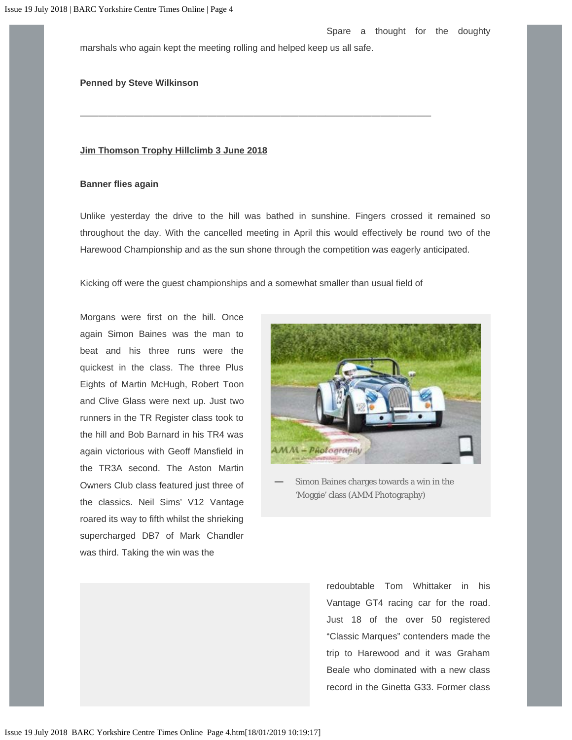Spare a thought for the doughty marshals who again kept the meeting rolling and helped keep us all safe.

**Penned by Steve Wilkinson**

---

**Jim Thomson Trophy Hillclimb 3 June 2018**

**Banner flies again**

Unlike yesterday the drive to the hill was bathed in sunshine. Fingers crossed it remained so throughout the day. With the cancelled meeting in April this would effectively be round two of the Harewood Championship and as the sun shone through the competition was eagerly anticipated.

Kicking off were the guest championships and a somewhat smaller than usual field of Morgans were first on the hill. Once again Simon Baines was the man to beat and his three runs were the quickest in the class. The three Plus Eights of Martin McHugh, Robert Toon and Clive Glass were next up. Just two runners in the TR Register class took to the hill and Bob Barnard in his TR4 was again victorious with Geoff Mansfield in the TR3A second. The Aston Martin Owners Club class featured just three of the classics. Neil Sims' V12 Vantage roared its way to fifth whilst the shrieking supercharged DB7 of Mark Chandler was third. Taking the win was the redoubtable Tom Whittaker in his Vantage GT4 racing car for the road. Just 18 of the over 50 registered "Classic Marques" contenders made the trip to Harewood and it was Graham Beale who dominated with a new class record in the Ginetta G33. Former class

Simon Baines charges towards a win in the 'Moggie' class (AMM Photography)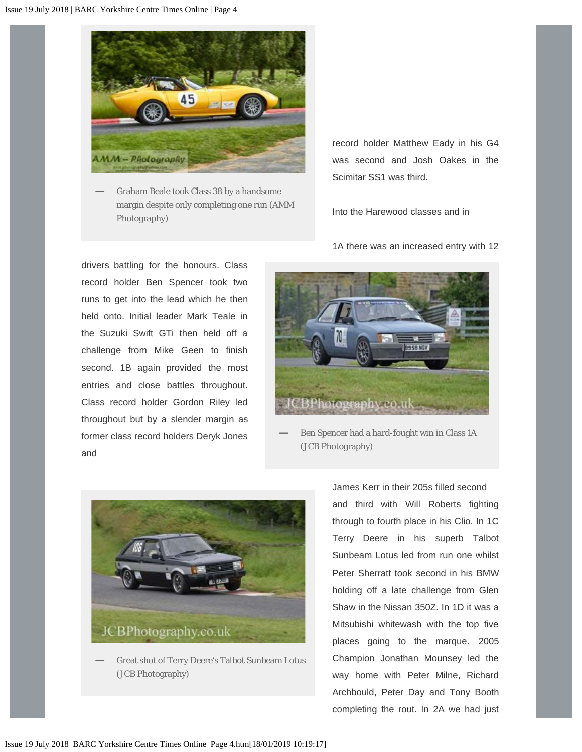Graham Beale took Class 38 by a handsome margin despite only completing one run (AMM Photography)

record holder Matthew Eady in his G4 was second and Josh Oakes in the Scimitar SS1 was third.

Into the Harewood classes and in

1A there was an increased entry with 12 drivers battling for the honours. Class record holder Ben Spencer took two runs to get into the lead which he then held onto. Initial leader Mark Teale in the Suzuki Swift GTi then held off a challenge from Mike Geen to finish second. 1B again provided the most entries and close battles throughout. Class record holder Gordon Riley led throughout but by a slender margin as former class record holders Deryk Jones and

Ben Spencer had a hard-fought win in Class 1A (J CB Photography)

James Kerr in their 205s filled second and third with Will Roberts fighting through to fourth place in his Clio. In 1C Terry Deere in his superb Talbot Sunbeam Lotus led from run one whilst Peter Sherratt took second in his BMW holding off a late challenge from Glen Shaw in the Nissan 350Z. In 1D it was a Mitsubishi whitewash with the top five places going to the marque. 2005 Champion Jonathan Mounsey led the way home with Peter Milne, Richard Archbould, Peter Day and Tony Booth completing the rout. In 2A we had just

Great shot of Terry Deere's Talbot Sunbeam Lotus (J CB Photography)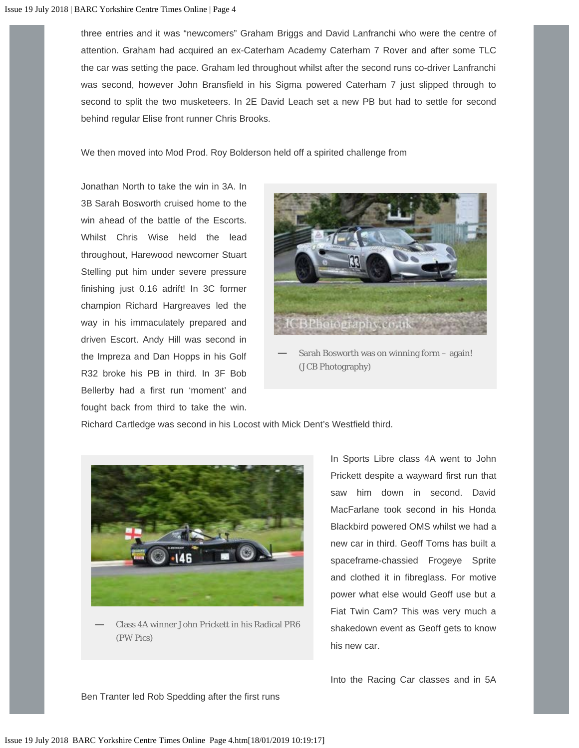three entries and it was "newcomers" Graham Briggs and David Lanfranchi who were the centre of attention. Graham had acquired an ex-Caterham Academy Caterham 7 Rover and after some TLC the car was setting the pace. Graham led throughout whilst after the second runs co-driver Lanfranchi was second, however John Bransfield in his Sigma powered Caterham 7 just slipped through to second to split the two musketeers. In 2E David Leach set a new PB but had to settle for second behind regular Elise front runner Chris Brooks.

We then moved into Mod Prod. Roy Bolderson held off a spirited challenge from Jonathan North to take the win in 3A. In 3B Sarah Bosworth cruised home to the win ahead of the battle of the Escorts. Whilst Chris Wise held the lead throughout, Harewood newcomer Stuart Stelling put him under severe pressure finishing just 0.16 adrift! In 3C former champion Richard Hargreaves led the way in his immaculately prepared and driven Escort. Andy Hill was second in the Impreza and Dan Hopps in his Golf R32 broke his PB in third. In 3F Bob Bellerby had a first run 'moment' and fought back from third to take the win. Richard Cartledge was second in his Locost with Mick Dent's Westfield third.

Sarah Bosworth was on winning form – again! (JCB Photography)

In Sports Libre class 4A went to John Prickett despite a wayward first run that saw him down in second. David MacFarlane took second in his Honda Blackbird powered OMS whilst we had a new car in third. Geoff Toms has built a spaceframe-chassied Frogeye Sprite and clothed it in fibreglass. For motive power what else would Geoff use but a Fiat Twin Cam? This was very much a shakedown event as Geoff gets to know his new car.

Class 4A winner John Prickett in his Radical PR6 (PW Pics)

Into the Racing Car classes and in 5A Ben Tranter led Rob Spedding after the first runs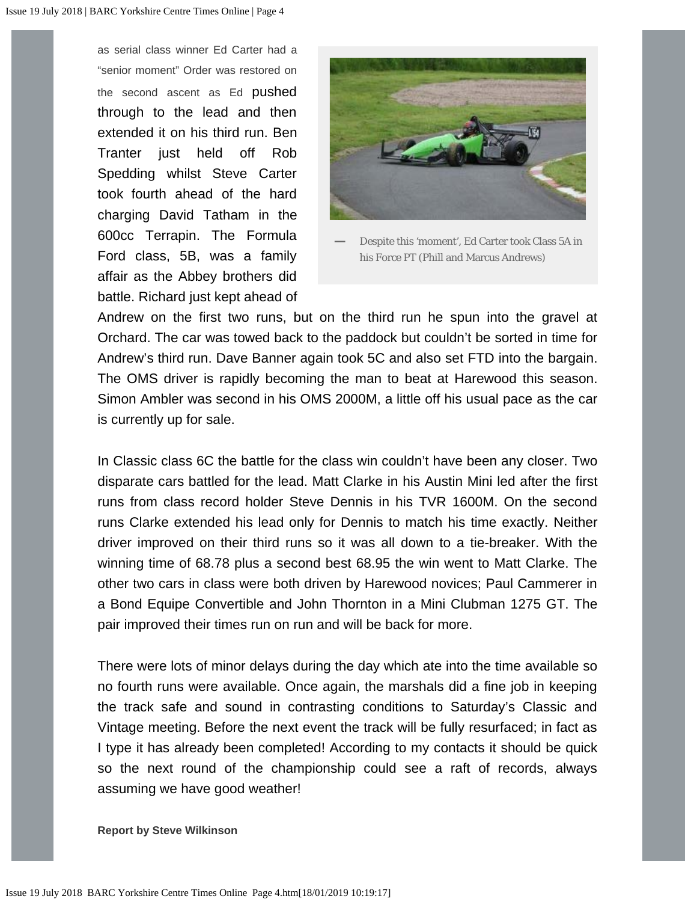as serial class winner Ed Carter had a "senior moment" Order was restored on the second ascent as Ed pushed through to the lead and then extended it on his third run. Ben Tranter just held off Rob Spedding whilst Steve Carter took fourth ahead of the hard charging David Tatham in the 600cc Terrapin. The Formula Ford class, 5B, was a family affair as the Abbey brothers did battle. Richard just kept ahead of Andrew on the first two runs, but on the third run he spun into the gravel at Orchard. The car was towed back to the paddock but couldn't be sorted in time for Andrew's third run. Dave Banner again took 5C and also set FTD into the bargain. The OMS driver is rapidly becoming the man to beat at Harewood this season. Simon Ambler was second in his OMS 2000M, a little off his usual pace as the car is currently up for sale.

— Despite this 'moment', Ed Carter took Class 5A in his Force PT (Phill and Marcus Andrews)

In Classic class 6C the battle for the class win couldn't have been any closer. Two disparate cars battled for the lead. Matt Clarke in his Austin Mini led after the first runs from class record holder Steve Dennis in his TVR 1600M. On the second runs Clarke extended his lead only for Dennis to match his time exactly. Neither driver improved on their third runs so it was all down to a tie-breaker. With the winning time of 68.78 plus a second best 68.95 the win went to Matt Clarke. The other two cars in class were both driven by Harewood novices; Paul Cammerer in a Bond Equipe Convertible and John Thornton in a Mini Clubman 1275 GT. The pair improved their times run on run and will be back for more.

There were lots of minor delays during the day which ate into the time available so no fourth runs were available. Once again, the marshals did a fine job in keeping the track safe and sound in contrasting conditions to Saturday's Classic and Vintage meeting. Before the next event the track will be fully resurfaced; in fact as I type it has already been completed! According to my contacts it should be quick so the next round of the championship could see a raft of records, always assuming we have good weather!

**Report by Steve Wilkinson**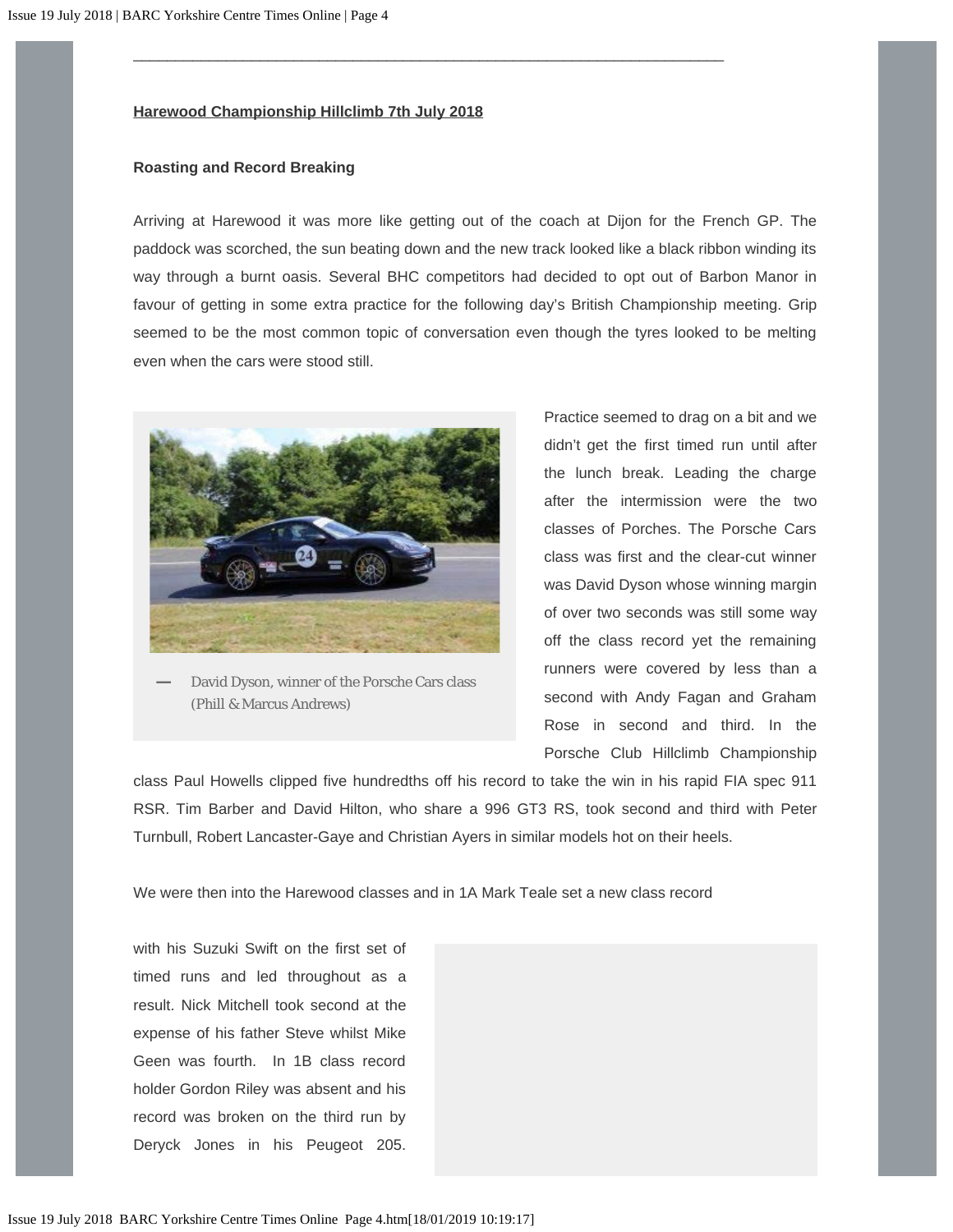## Harewood Championship Hillclimb 7th July 2018

**Roasting and Record Breaking**

Arriving at Harewood it was more like getting out of the coach at Dijon for the French GP. The paddock was scorched, the sun beating down and the new track looked like a black ribbon winding its way through a burnt oasis. Several BHC competitors had decided to opt out of Barbon Manor in favour of getting in some extra practice for the following day's British Championship meeting. Grip seemed to be the most common topic of conversation even though the tyres looked to be melting even when the cars were stood still.

— David Dyson, winner of the Porsche Cars class (Phill & Marcus Andrews)

Practice seemed to drag on a bit and we didn't get the first timed run until after the lunch break. Leading the charge after the intermission were the two classes of Porches. The Porsche Cars class was first and the clear-cut winner was David Dyson whose winning margin of over two seconds was still some way off the class record yet the remaining runners were covered by less than a second with Andy Fagan and Graham Rose in second and third. In the Porsche Club Hillclimb Championship class Paul Howells clipped five hundredths off his record to take the win in his rapid FIA spec 911 RSR. Tim Barber and David Hilton, who share a 996 GT3 RS, took second and third with Peter Turnbull, Robert Lancaster-Gaye and Christian Ayers in similar models hot on their heels.

We were then into the Harewood classes and in 1A Mark Teale set a new class record with his Suzuki Swift on the first set of timed runs and led throughout as a result. Nick Mitchell took second at the expense of his father Steve whilst Mike Geen was fourth. In 1B class record holder Gordon Riley was absent and his record was broken on the third run by Deryck Jones in his Peugeot 205.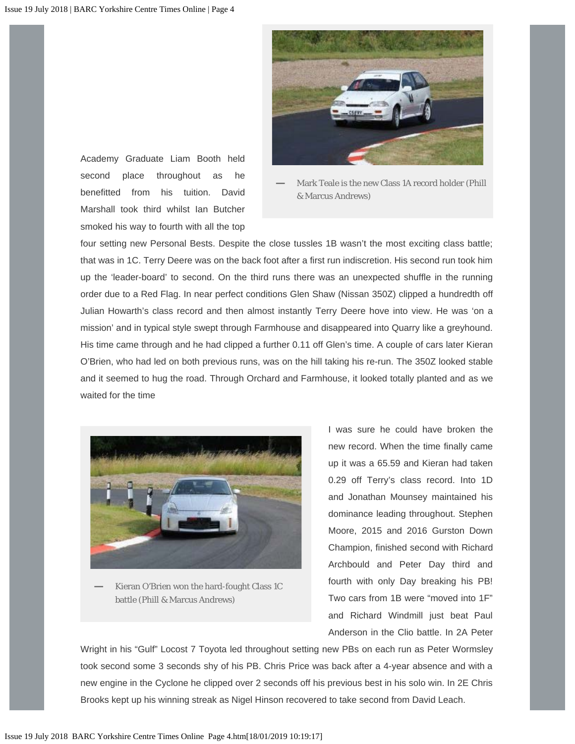Academy Graduate Liam Booth held second place throughout as he benefitted from his tuition. David Marshall took third whilst Ian Butcher smoked his way to fourth with all the top four setting new Personal Bests. Despite the close tussles 1B wasn't the most exciting class battle; that was in 1C. Terry Deere was on the back foot after a first run indiscretion. His second run took him up the 'leader-board' to second. On the third runs there was an unexpected shuffle in the running order due to a Red Flag. In near perfect conditions Glen Shaw (Nissan 350Z) clipped a hundredth off Julian Howarth's class record and then almost instantly Terry Deere hove into view. He was 'on a mission' and in typical style swept through Farmhouse and disappeared into Quarry like a greyhound. His time came through and he had clipped a further 0.11 off Glen's time. A couple of cars later Kieran O'Brien, who had led on both previous runs, was on the hill taking his re-run. The 350Z looked stable and it seemed to hug the road. Through Orchard and Farmhouse, it looked totally planted and as we waited for the time I was sure he could have broken the new record. When the time finally came up it was a 65.59 and Kieran had taken 0.29 off Terry's class record. Into 1D and Jonathan Mounsey maintained his dominance leading throughout. Stephen Moore, 2015 and 2016 Gurston Down Champion, finished second with Richard Archbould and Peter Day third and fourth with only Day breaking his PB! Two cars from 1B were "moved into 1F" and Richard Windmill just beat Paul Anderson in the Clio battle. In 2A Peter Wright in his "Gulf" Locost 7 Toyota led throughout setting new PBs on each run as Peter Wormsley took second some 3 seconds shy of his PB. Chris Price was back after a 4-year absence and with a new engine in the Cyclone he clipped over 2 seconds off his previous best in his solo win. In 2E Chris Brooks kept up his winning streak as Nigel Hinson recovered to take second from David Leach.

— Mark Teale is the new Class 1A record holder (Phill & Marcus Andrews)

— Kieran O'Brien won the hard-fought Class 1C battle (Phill & Marcus Andrews)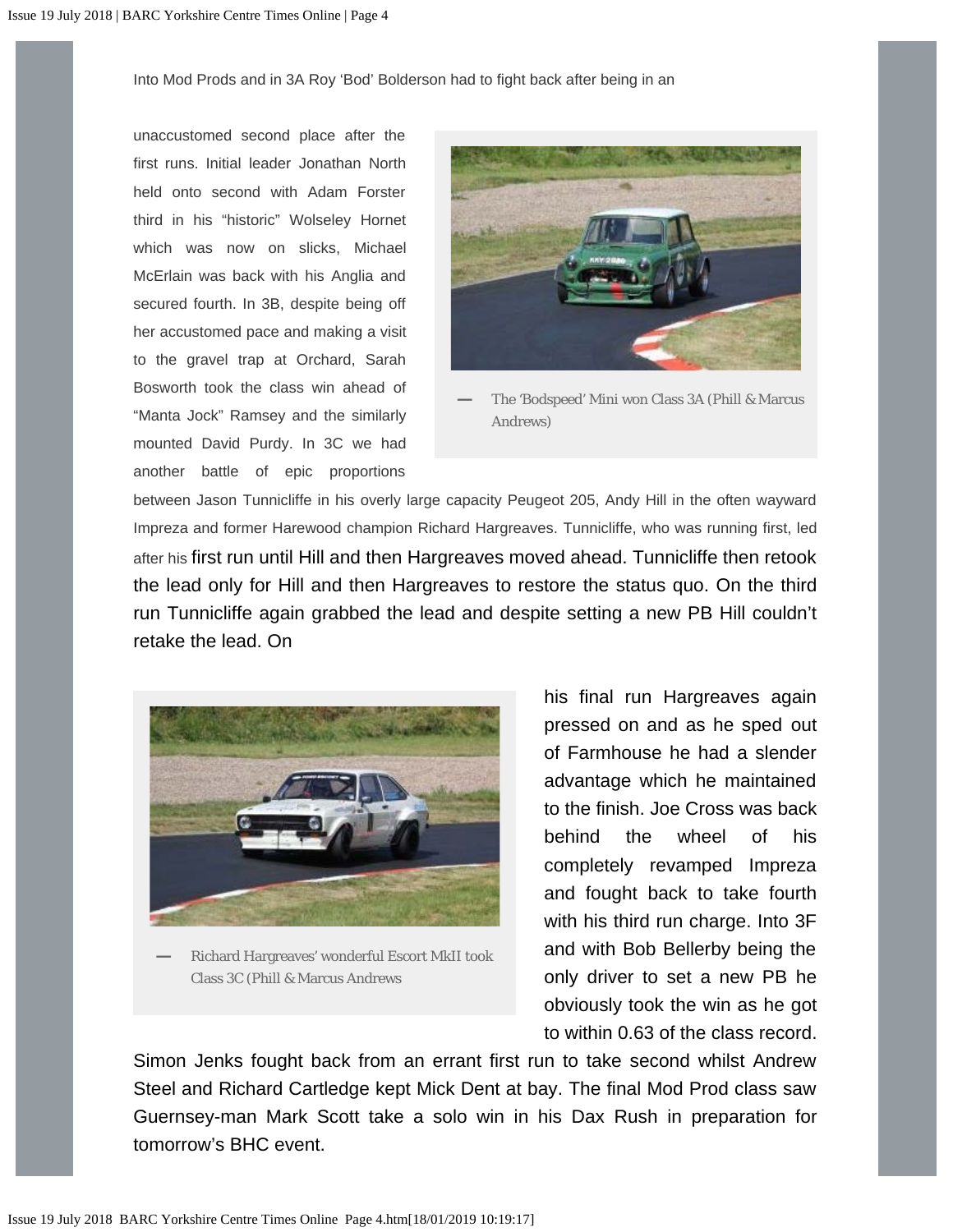Into Mod Prods and in 3A Roy 'Bod' Bolderson had to fight back after being in an unaccustomed second place after the first runs. Initial leader Jonathan North held onto second with Adam Forster third in his "historic" Wolseley Hornet which was now on slicks, Michael McErlain was back with his Anglia and secured fourth. In 3B, despite being off her accustomed pace and making a visit to the gravel trap at Orchard, Sarah Bosworth took the class win ahead of "Manta Jock" Ramsey and the similarly mounted David Purdy. In 3C we had another battle of epic proportions between Jason Tunnicliffe in his overly large capacity Peugeot 205, Andy Hill in the often wayward Impreza and former Harewood champion Richard Hargreaves. Tunnicliffe, who was running first, led after his first run until Hill and then Hargreaves moved ahead. Tunnicliffe then retook the lead only for Hill and then Hargreaves to restore the status quo. On the third run Tunnicliffe again grabbed the lead and despite setting a new PB Hill couldn't retake the lead. On his final run Hargreaves again pressed on and as he sped out of Farmhouse he had a slender advantage which he maintained to the finish. Joe Cross was back behind the wheel of his completely revamped Impreza and fought back to take fourth with his third run charge. Into 3F and with Bob Bellerby being the only driver to set a new PB he obviously took the win as he got to within 0.63 of the class record. Simon Jenks fought back from an errant first run to take second whilst Andrew Steel and Richard Cartledge kept Mick Dent at bay. The final Mod Prod class saw Guernsey-man Mark Scott take a solo win in his Dax Rush in preparation for tomorrow's BHC event.

— The 'Bodspeed' Mini won Class 3A (Phill & Marcus Andrews)

— Richard Hargreaves' wonderful Escort MkII took Class 3C (Phill & Marcus Andrews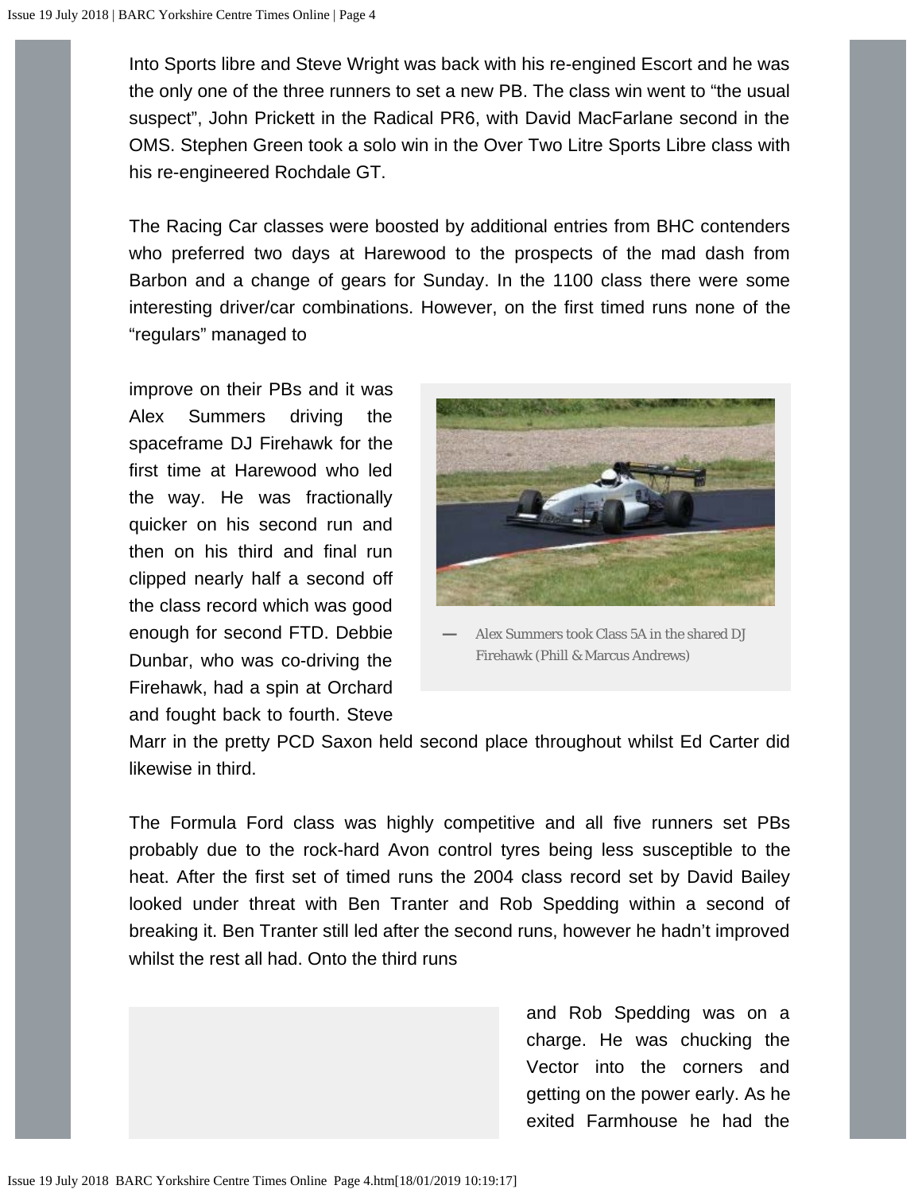Into Sports libre and Steve Wright was back with his re-engined Escort and he was the only one of the three runners to set a new PB. The class win went to “the usual suspect”, John Prickett in the Radical PR6, with David MacFarlane second in the OMS. Stephen Green took a solo win in the Over Two Litre Sports Libre class with his re-engineered Rochdale GT.

The Racing Car classes were boosted by additional entries from BHC contenders who preferred two days at Harewood to the prospects of the mad dash from Barbon and a change of gears for Sunday. In the 1100 class there were some interesting driver/car combinations. However, on the first timed runs none of the “regulars” managed to improve on their PBs and it was Alex Summers driving the spaceframe DJ Firehawk for the first time at Harewood who led the way. He was fractionally quicker on his second run and then on his third and final run clipped nearly half a second off the class record which was good enough for second FTD. Debbie Dunbar, who was co-driving the Firehawk, had a spin at Orchard and fought back to fourth. Steve Marr in the pretty PCD Saxon held second place throughout whilst Ed Carter did likewise in third.

— Alex Summers took Class 5A in the shared DJ Firehawk (Phill & Marcus Andrews)

The Formula Ford class was highly competitive and all five runners set PBs probably due to the rock-hard Avon control tyres being less susceptible to the heat. After the first set of timed runs the 2004 class record set by David Bailey looked under threat with Ben Tranter and Rob Spedding within a second of breaking it. Ben Tranter still led after the second runs, however he hadn’t improved whilst the rest all had. Onto the third runs and Rob Spedding was on a charge. He was chucking the Vector into the corners and getting on the power early. As he exited Farmhouse he had the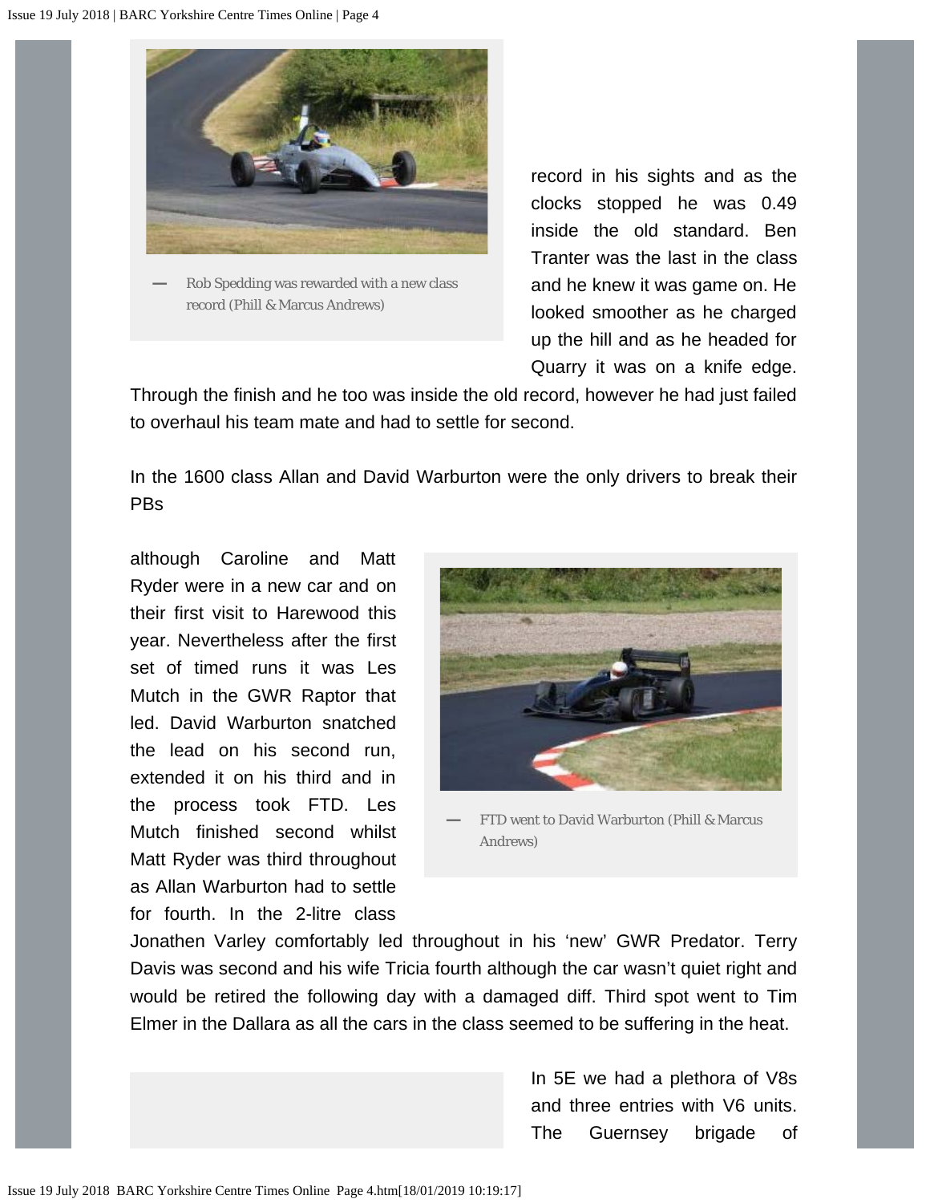Rob Spedding was rewarded with a new class record (Phill & Marcus Andrews)

record in his sights and as the clocks stopped he was 0.49 inside the old standard. Ben Tranter was the last in the class and he knew it was game on. He looked smoother as he charged up the hill and as he headed for Quarry it was on a knife edge. Through the finish and he too was inside the old record, however he had just failed to overhaul his team mate and had to settle for second.

In the 1600 class Allan and David Warburton were the only drivers to break their PBs

although Caroline and Matt Ryder were in a new car and on their first visit to Harewood this year. Nevertheless after the first set of timed runs it was Les Mutch in the GWR Raptor that led. David Warburton snatched the lead on his second run, extended it on his third and in the process took FTD. Les Mutch finished second whilst Matt Ryder was third throughout as Allan Warburton had to settle for fourth. In the 2-litre class Jonathen Varley comfortably led throughout in his 'new' GWR Predator. Terry Davis was second and his wife Tricia fourth although the car wasn't quiet right and would be retired the following day with a damaged diff. Third spot went to Tim Elmer in the Dallara as all the cars in the class seemed to be suffering in the heat.

FTD went to David Warburton (Phill & Marcus Andrews)

In 5E we had a plethora of V8s and three entries with V6 units. The Guernsey brigade of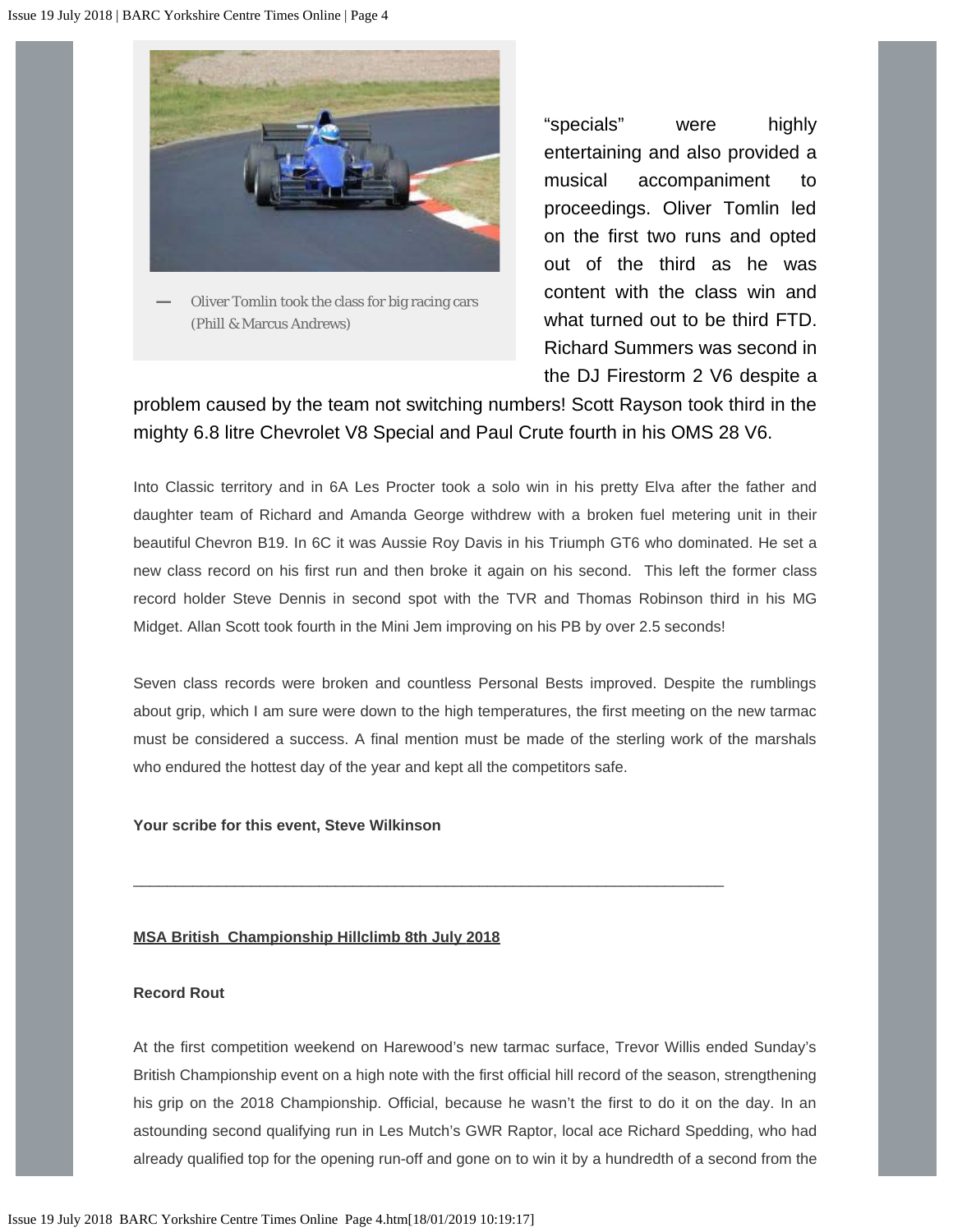— Oliver Tomlin took the class for big racing cars (Phill & Marcus Andrews)

"specials" were highly entertaining and also provided a musical accompaniment to proceedings. Oliver Tomlin led on the first two runs and opted out of the third as he was content with the class win and what turned out to be third FTD. Richard Summers was second in the DJ Firestorm 2 V6 despite a problem caused by the team not switching numbers! Scott Rayson took third in the mighty 6.8 litre Chevrolet V8 Special and Paul Crute fourth in his OMS 28 V6.

Into Classic territory and in 6A Les Procter took a solo win in his pretty Elva after the father and daughter team of Richard and Amanda George withdrew with a broken fuel metering unit in their beautiful Chevron B19. In 6C it was Aussie Roy Davis in his Triumph GT6 who dominated. He set a new class record on his first run and then broke it again on his second. This left the former class record holder Steve Dennis in second spot with the TVR and Thomas Robinson third in his MG Midget. Allan Scott took fourth in the Mini Jem improving on his PB by over 2.5 seconds!

Seven class records were broken and countless Personal Bests improved. Despite the rumblings about grip, which I am sure were down to the high temperatures, the first meeting on the new tarmac must be considered a success. A final mention must be made of the sterling work of the marshals who endured the hottest day of the year and kept all the competitors safe.

**Your scribe for this event, Steve Wilkinson**

---

**MSA British Championship Hillclimb 8th July 2018**

**Record Rout**

At the first competition weekend on Harewood's new tarmac surface, Trevor Willis ended Sunday's British Championship event on a high note with the first official hill record of the season, strengthening his grip on the 2018 Championship. Official, because he wasn't the first to do it on the day. In an astounding second qualifying run in Les Mutch's GWR Raptor, local ace Richard Spedding, who had already qualified top for the opening run-off and gone on to win it by a hundredth of a second from the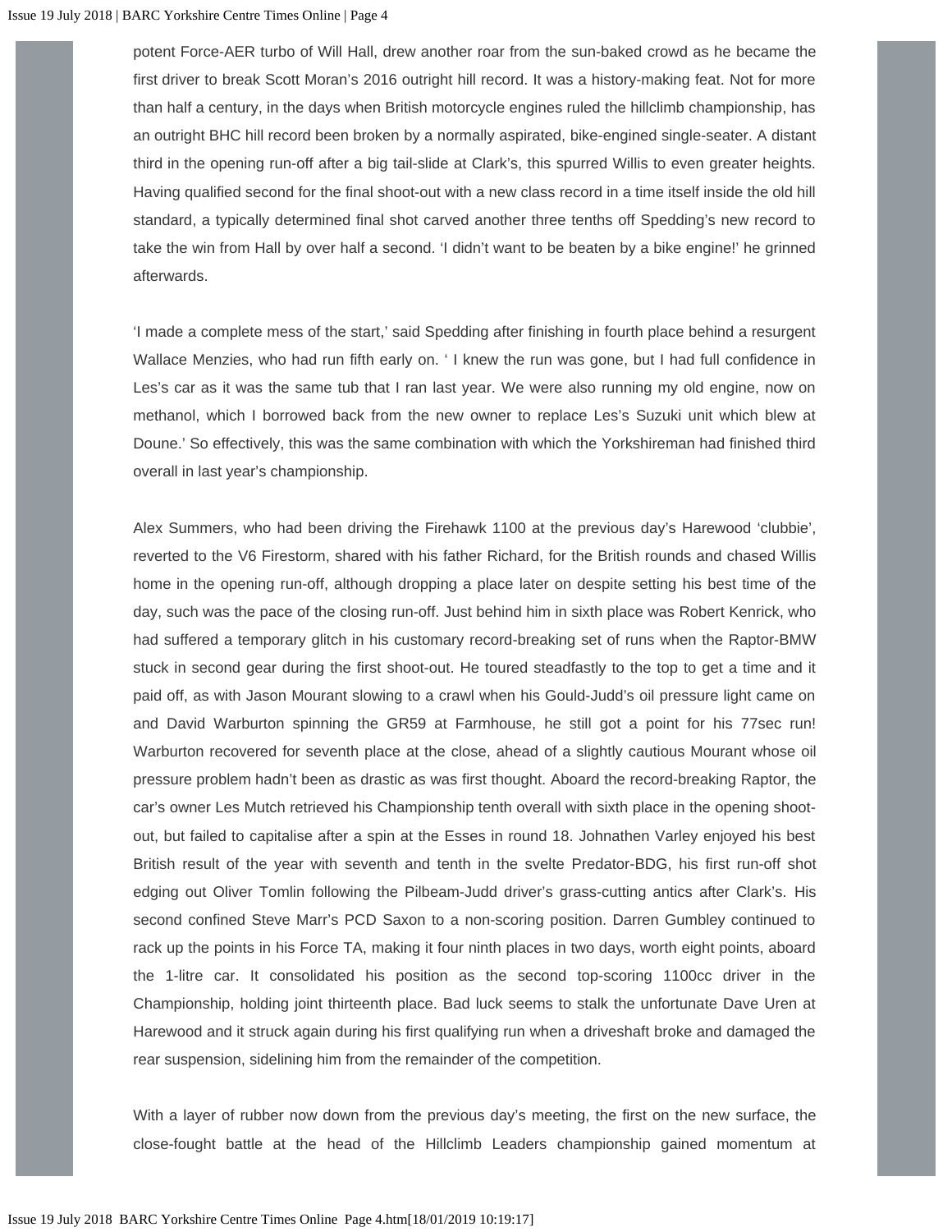potent Force-AER turbo of Will Hall, drew another roar from the sun-baked crowd as he became the first driver to break Scott Moran's 2016 outright hill record. It was a history-making feat. Not for more than half a century, in the days when British motorcycle engines ruled the hillclimb championship, has an outright BHC hill record been broken by a normally aspirated, bike-engined single-seater. A distant third in the opening run-off after a big tail-slide at Clark's, this spurred Willis to even greater heights. Having qualified second for the final shoot-out with a new class record in a time itself inside the old hill standard, a typically determined final shot carved another three tenths off Spedding's new record to take the win from Hall by over half a second. 'I didn't want to be beaten by a bike engine!' he grinned afterwards.

'I made a complete mess of the start,' said Spedding after finishing in fourth place behind a resurgent Wallace Menzies, who had run fifth early on. ' I knew the run was gone, but I had full confidence in Les's car as it was the same tub that I ran last year. We were also running my old engine, now on methanol, which I borrowed back from the new owner to replace Les's Suzuki unit which blew at Doune.' So effectively, this was the same combination with which the Yorkshireman had finished third overall in last year's championship.

Alex Summers, who had been driving the Firehawk 1100 at the previous day's Harewood 'clubbie', reverted to the V6 Firestorm, shared with his father Richard, for the British rounds and chased Willis home in the opening run-off, although dropping a place later on despite setting his best time of the day, such was the pace of the closing run-off. Just behind him in sixth place was Robert Kenrick, who had suffered a temporary glitch in his customary record-breaking set of runs when the Raptor-BMW stuck in second gear during the first shoot-out. He toured steadfastly to the top to get a time and it paid off, as with Jason Mourant slowing to a crawl when his Gould-Judd's oil pressure light came on and David Warburton spinning the GR59 at Farmhouse, he still got a point for his 77sec run! Warburton recovered for seventh place at the close, ahead of a slightly cautious Mourant whose oil pressure problem hadn't been as drastic as was first thought. Aboard the record-breaking Raptor, the car's owner Les Mutch retrieved his Championship tenth overall with sixth place in the opening shoot-out, but failed to capitalise after a spin at the Esses in round 18. Johnathen Varley enjoyed his best British result of the year with seventh and tenth in the svelte Predator-BDG, his first run-off shot edging out Oliver Tomlin following the Pilbeam-Judd driver's grass-cutting antics after Clark's. His second confined Steve Marr's PCD Saxon to a non-scoring position. Darren Gumbley continued to rack up the points in his Force TA, making it four ninth places in two days, worth eight points, aboard the 1-litre car. It consolidated his position as the second top-scoring 1100cc driver in the Championship, holding joint thirteenth place. Bad luck seems to stalk the unfortunate Dave Uren at Harewood and it struck again during his first qualifying run when a driveshaft broke and damaged the rear suspension, sidelining him from the remainder of the competition.

With a layer of rubber now down from the previous day's meeting, the first on the new surface, the close-fought battle at the head of the Hillclimb Leaders championship gained momentum at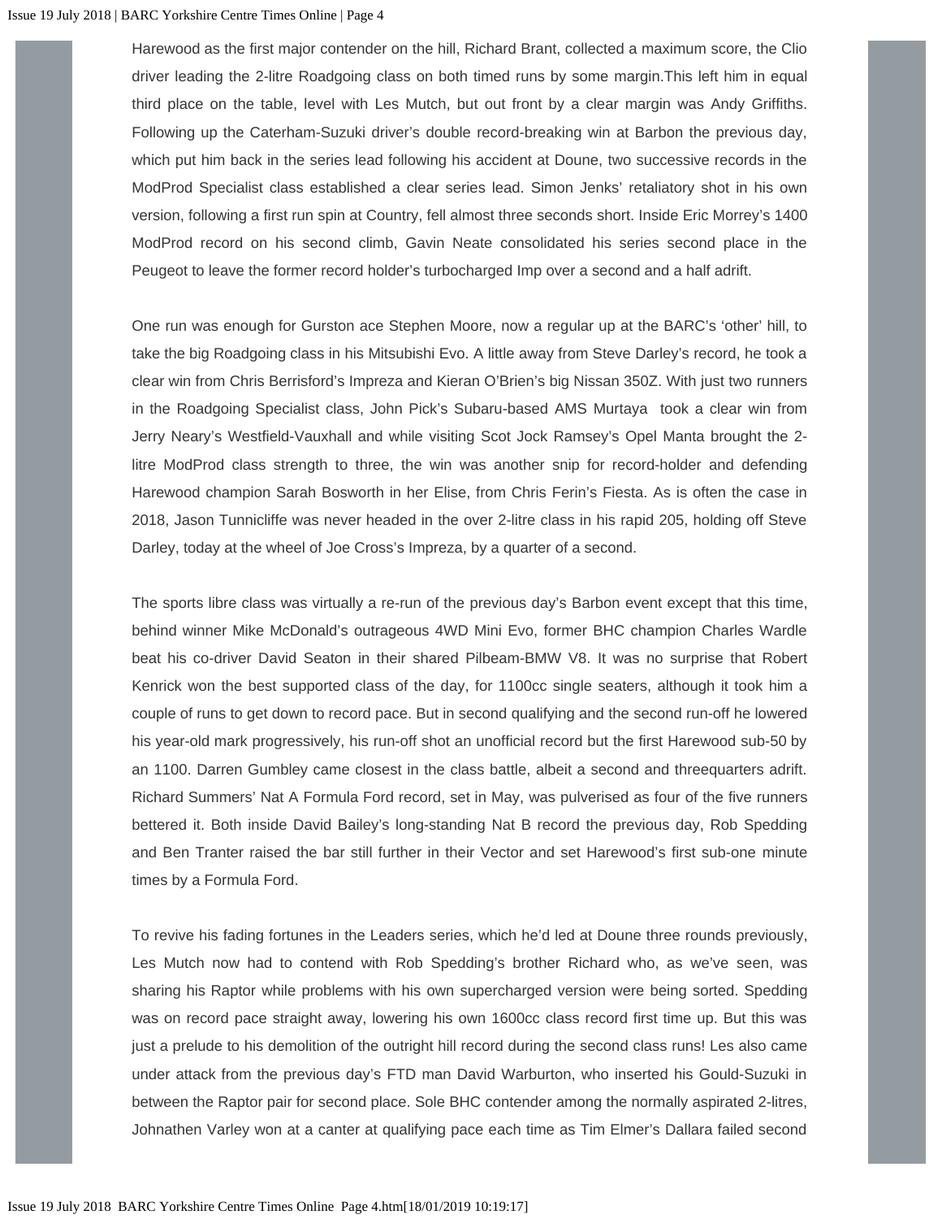Harewood as the first major contender on the hill, Richard Brant, collected a maximum score, the Clio driver leading the 2-litre Roadgoing class on both timed runs by some margin.This left him in equal third place on the table, level with Les Mutch, but out front by a clear margin was Andy Griffiths. Following up the Caterham-Suzuki driver's double record-breaking win at Barbon the previous day, which put him back in the series lead following his accident at Doune, two successive records in the ModProd Specialist class established a clear series lead. Simon Jenks' retaliatory shot in his own version, following a first run spin at Country, fell almost three seconds short. Inside Eric Morrey's 1400 ModProd record on his second climb, Gavin Neate consolidated his series second place in the Peugeot to leave the former record holder's turbocharged Imp over a second and a half adrift.

One run was enough for Gurston ace Stephen Moore, now a regular up at the BARC's 'other' hill, to take the big Roadgoing class in his Mitsubishi Evo. A little away from Steve Darley's record, he took a clear win from Chris Berrisford's Impreza and Kieran O'Brien's big Nissan 350Z. With just two runners in the Roadgoing Specialist class, John Pick's Subaru-based AMS Murtaya took a clear win from Jerry Neary's Westfield-Vauxhall and while visiting Scot Jock Ramsey's Opel Manta brought the 2-litre ModProd class strength to three, the win was another snip for record-holder and defending Harewood champion Sarah Bosworth in her Elise, from Chris Ferin's Fiesta. As is often the case in 2018, Jason Tunnicliffe was never headed in the over 2-litre class in his rapid 205, holding off Steve Darley, today at the wheel of Joe Cross's Impreza, by a quarter of a second.

The sports libre class was virtually a re-run of the previous day's Barbon event except that this time, behind winner Mike McDonald's outrageous 4WD Mini Evo, former BHC champion Charles Wardle beat his co-driver David Seaton in their shared Pilbeam-BMW V8. It was no surprise that Robert Kenrick won the best supported class of the day, for 1100cc single seaters, although it took him a couple of runs to get down to record pace. But in second qualifying and the second run-off he lowered his year-old mark progressively, his run-off shot an unofficial record but the first Harewood sub-50 by an 1100. Darren Gumbley came closest in the class battle, albeit a second and threequarters adrift. Richard Summers' Nat A Formula Ford record, set in May, was pulverised as four of the five runners bettered it. Both inside David Bailey's long-standing Nat B record the previous day, Rob Spedding and Ben Tranter raised the bar still further in their Vector and set Harewood's first sub-one minute times by a Formula Ford.

To revive his fading fortunes in the Leaders series, which he'd led at Doune three rounds previously, Les Mutch now had to contend with Rob Spedding's brother Richard who, as we've seen, was sharing his Raptor while problems with his own supercharged version were being sorted. Spedding was on record pace straight away, lowering his own 1600cc class record first time up. But this was just a prelude to his demolition of the outright hill record during the second class runs! Les also came under attack from the previous day's FTD man David Warburton, who inserted his Gould-Suzuki in between the Raptor pair for second place. Sole BHC contender among the normally aspirated 2-litres, Johnathen Varley won at a canter at qualifying pace each time as Tim Elmer's Dallara failed second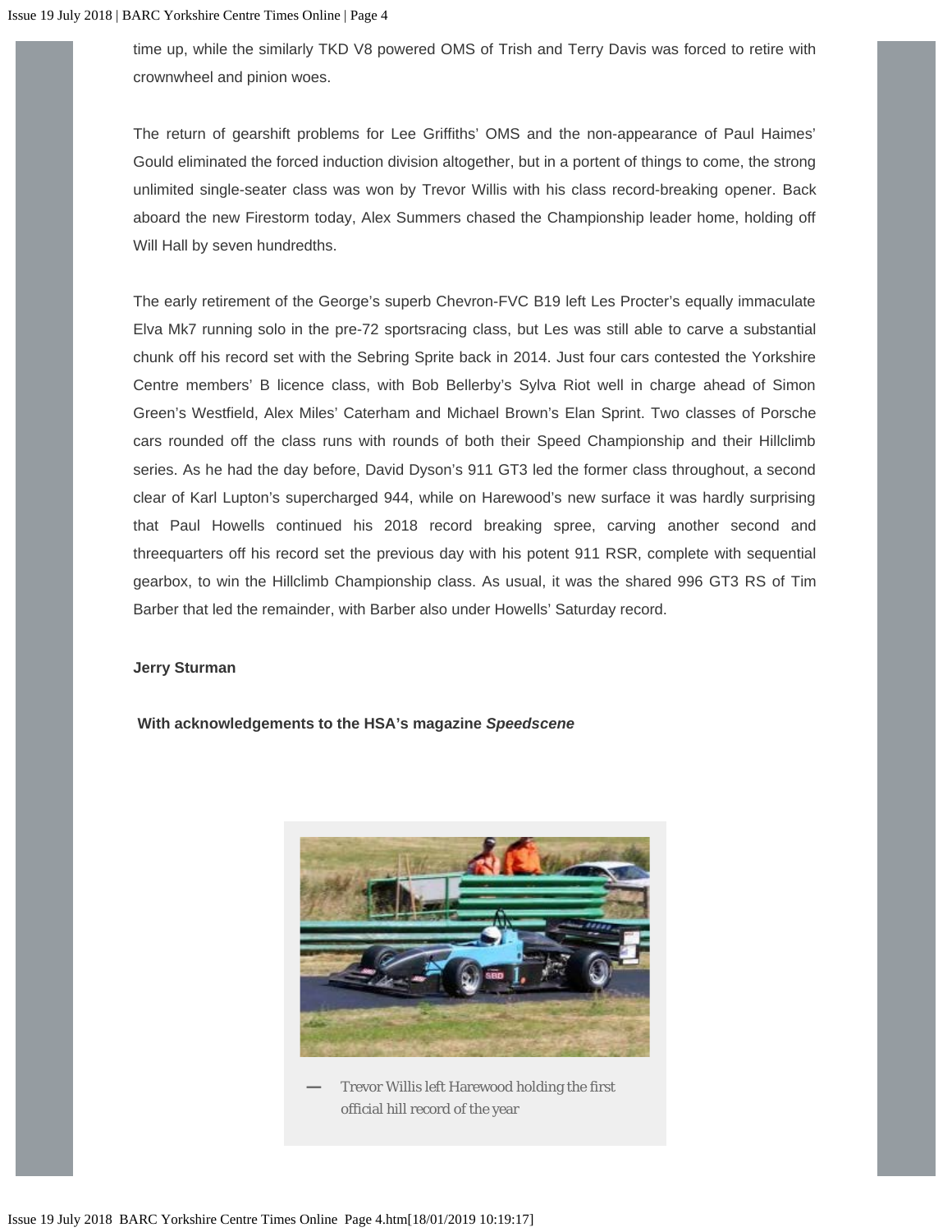time up, while the similarly TKD V8 powered OMS of Trish and Terry Davis was forced to retire with crownwheel and pinion woes.

The return of gearshift problems for Lee Griffiths' OMS and the non-appearance of Paul Haimes' Gould eliminated the forced induction division altogether, but in a portent of things to come, the strong unlimited single-seater class was won by Trevor Willis with his class record-breaking opener. Back aboard the new Firestorm today, Alex Summers chased the Championship leader home, holding off Will Hall by seven hundredths.

The early retirement of the George's superb Chevron-FVC B19 left Les Procter's equally immaculate Elva Mk7 running solo in the pre-72 sportsracing class, but Les was still able to carve a substantial chunk off his record set with the Sebring Sprite back in 2014. Just four cars contested the Yorkshire Centre members' B licence class, with Bob Bellerby's Sylva Riot well in charge ahead of Simon Green's Westfield, Alex Miles' Caterham and Michael Brown's Elan Sprint. Two classes of Porsche cars rounded off the class runs with rounds of both their Speed Championship and their Hillclimb series. As he had the day before, David Dyson's 911 GT3 led the former class throughout, a second clear of Karl Lupton's supercharged 944, while on Harewood's new surface it was hardly surprising that Paul Howells continued his 2018 record breaking spree, carving another second and threequarters off his record set the previous day with his potent 911 RSR, complete with sequential gearbox, to win the Hillclimb Championship class. As usual, it was the shared 996 GT3 RS of Tim Barber that led the remainder, with Barber also under Howells' Saturday record.

**Jerry Sturman**

**With acknowledgements to the HSA's magazine *Speedscene***

— Trevor Willis left Harewood holding the first official hill record of the year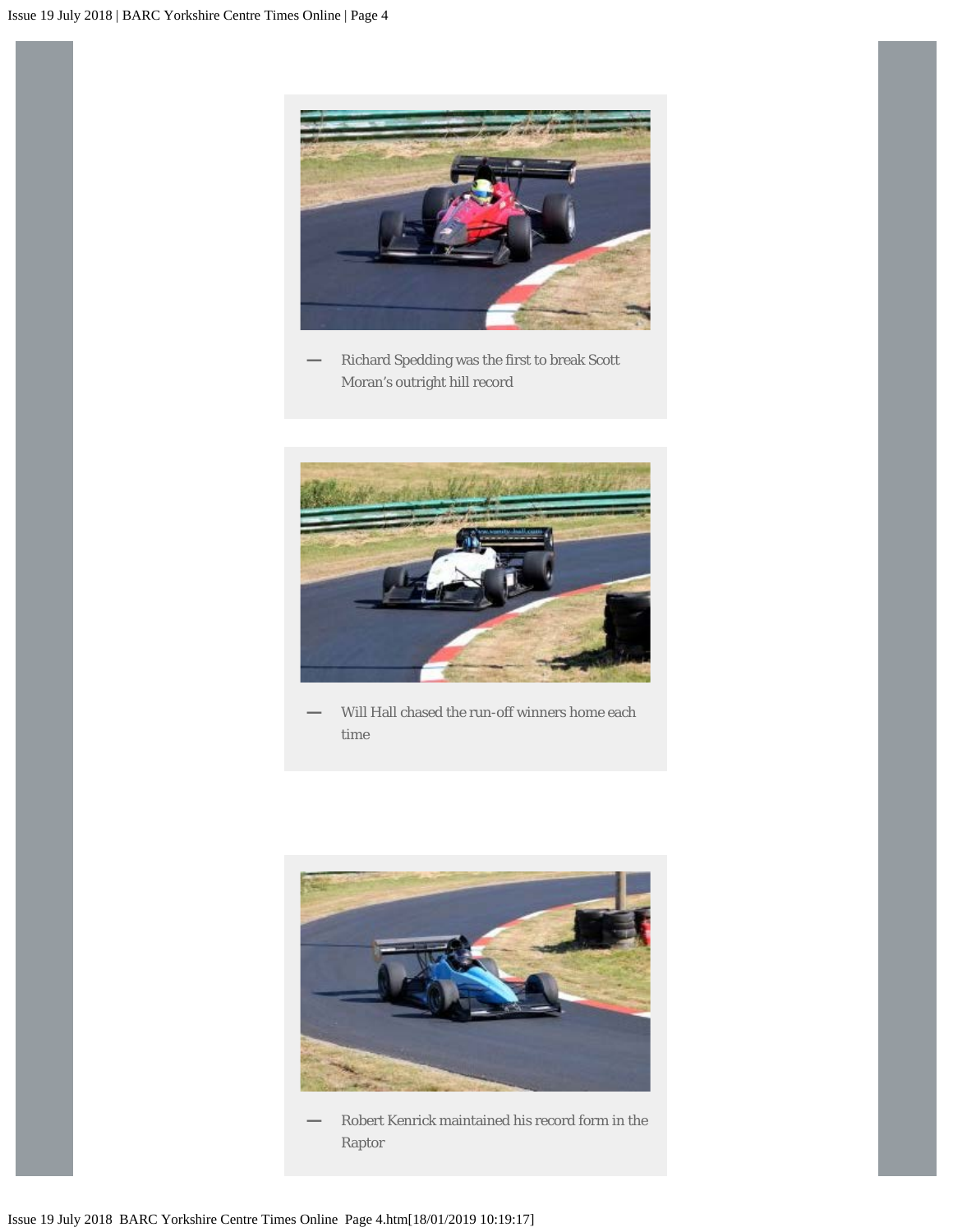— Richard Spedding was the first to break Scott Moran's outright hill record

— Will Hall chased the run-off winners home each time

— Robert Kenrick maintained his record form in the Raptor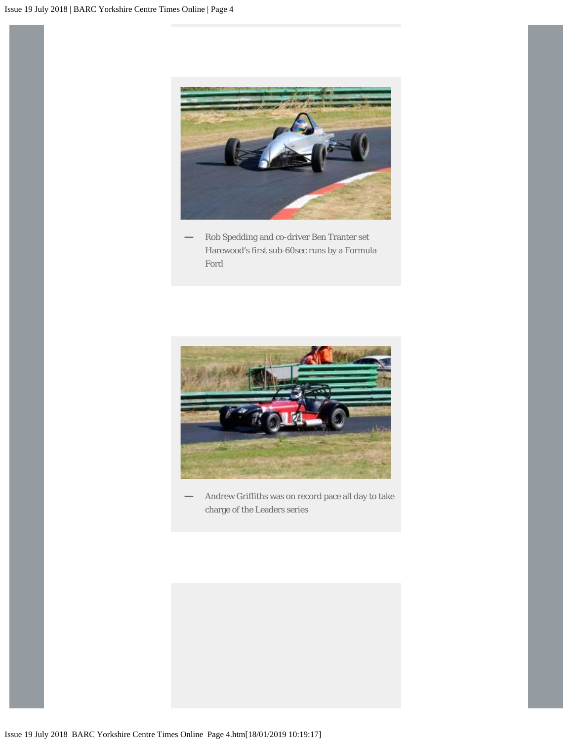— Rob Spedding and co-driver Ben Tranter set Harewood's first sub-60sec runs by a Formula Ford

— Andrew Griffiths was on record pace all day to take charge of the Leaders series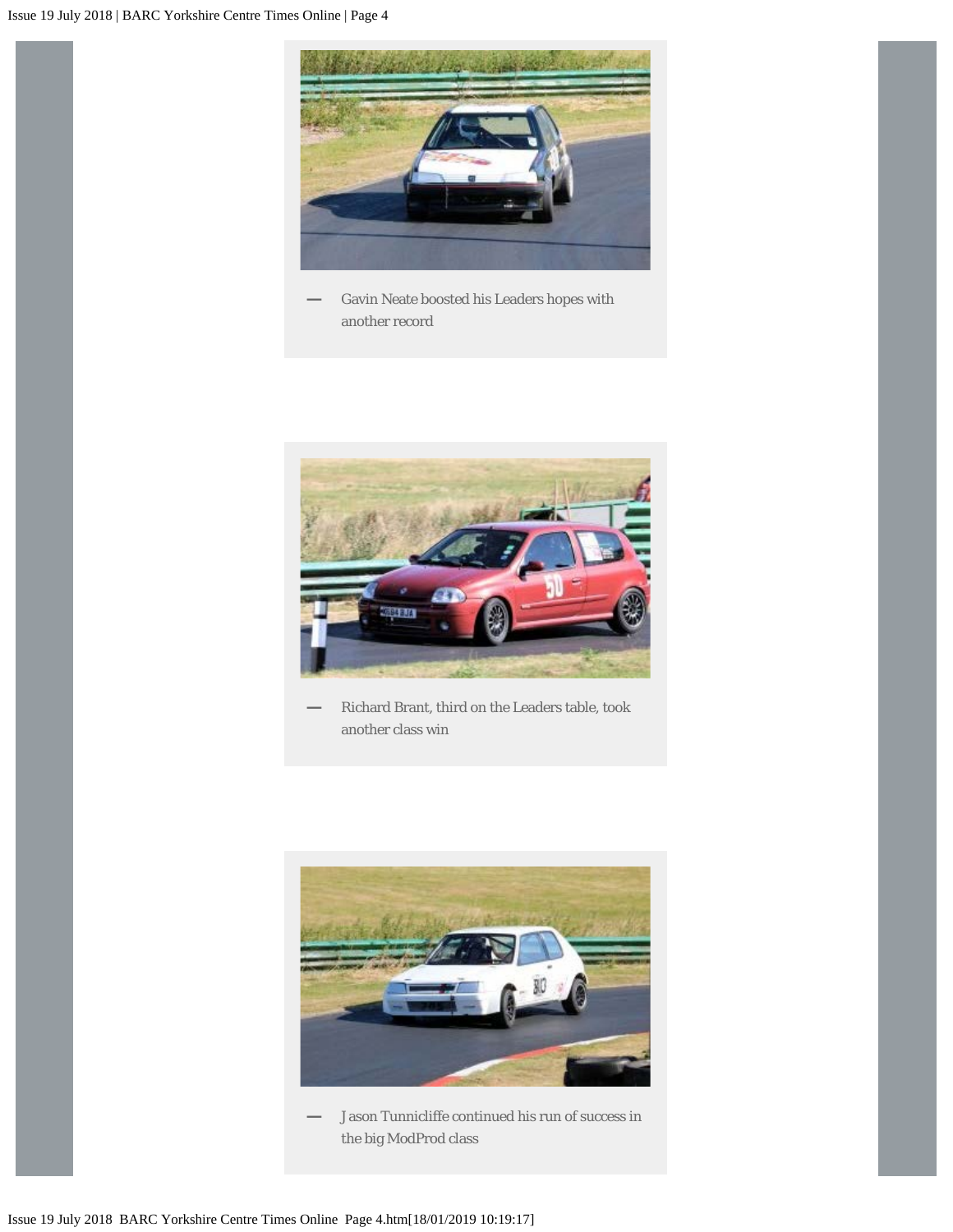— Gavin Neate boosted his Leaders hopes with another record

— Richard Brant, third on the Leaders table, took another class win

— Jason Tunnicliffe continued his run of success in the big ModProd class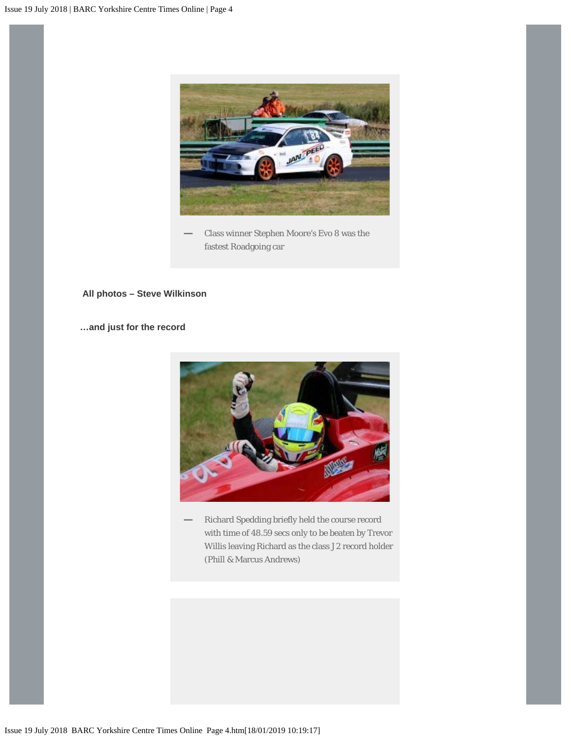— Class winner Stephen Moore's Evo 8 was the fastest Roadgoing car

**All photos – Steve Wilkinson**

**…and just for the record**

— Richard Spedding briefly held the course record with time of 48.59 secs only to be beaten by Trevor Willis leaving Richard as the class J2 record holder (Phill & Marcus Andrews)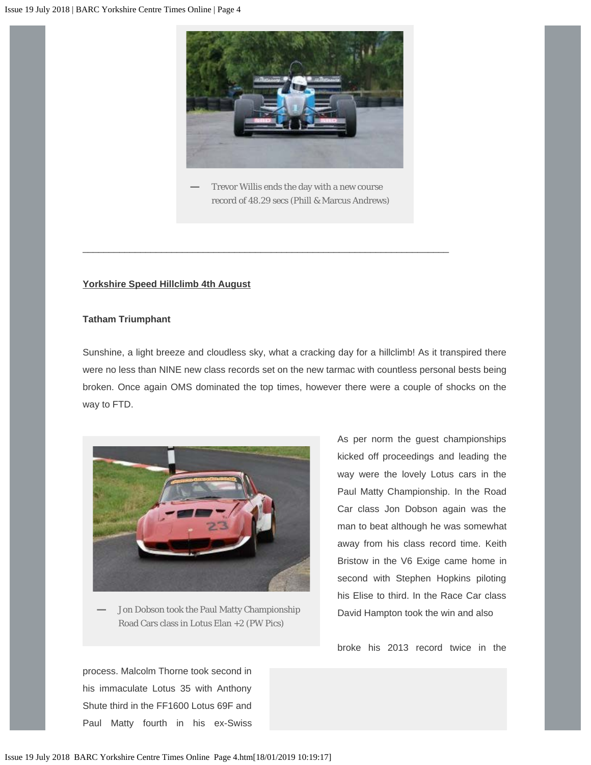— Trevor Willis ends the day with a new course record of 48.29 secs (Phill & Marcus Andrews)

---

**Yorkshire Speed Hillclimb 4th August**

**Tatham Triumphant**

Sunshine, a light breeze and cloudless sky, what a cracking day for a hillclimb! As it transpired there were no less than NINE new class records set on the new tarmac with countless personal bests being broken. Once again OMS dominated the top times, however there were a couple of shocks on the way to FTD.

— Jon Dobson took the Paul Matty Championship Road Cars class in Lotus Elan +2 (PW Pics)

As per norm the guest championships kicked off proceedings and leading the way were the lovely Lotus cars in the Paul Matty Championship. In the Road Car class Jon Dobson again was the man to beat although he was somewhat away from his class record time. Keith Bristow in the V6 Exige came home in second with Stephen Hopkins piloting his Elise to third. In the Race Car class David Hampton took the win and also broke his 2013 record twice in the process. Malcolm Thorne took second in his immaculate Lotus 35 with Anthony Shute third in the FF1600 Lotus 69F and Paul Matty fourth in his ex-Swiss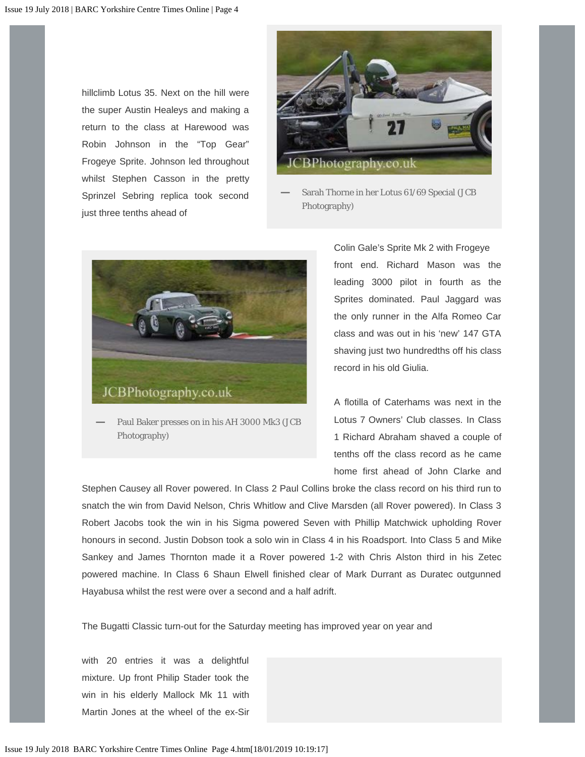hillclimb Lotus 35. Next on the hill were the super Austin Healeys and making a return to the class at Harewood was Robin Johnson in the “Top Gear” Frogeye Sprite. Johnson led throughout whilst Stephen Casson in the pretty Sprinzel Sebring replica took second just three tenths ahead of Colin Gale’s Sprite Mk 2 with Frogeye front end. Richard Mason was the leading 3000 pilot in fourth as the Sprites dominated. Paul Jaggard was the only runner in the Alfa Romeo Car class and was out in his ‘new’ 147 GTA shaving just two hundredths off his class record in his old Giulia.

— Sarah Thorne in her Lotus 61/69 Special (JCB Photography)

— Paul Baker presses on in his AH 3000 Mk3 (JCB Photography)

A flotilla of Caterhams was next in the Lotus 7 Owners’ Club classes. In Class 1 Richard Abraham shaved a couple of tenths off the class record as he came home first ahead of John Clarke and Stephen Causey all Rover powered. In Class 2 Paul Collins broke the class record on his third run to snatch the win from David Nelson, Chris Whitlow and Clive Marsden (all Rover powered). In Class 3 Robert Jacobs took the win in his Sigma powered Seven with Phillip Matchwick upholding Rover honours in second. Justin Dobson took a solo win in Class 4 in his Roadsport. Into Class 5 and Mike Sankey and James Thornton made it a Rover powered 1-2 with Chris Alston third in his Zetec powered machine. In Class 6 Shaun Elwell finished clear of Mark Durrant as Duratec outgunned Hayabusa whilst the rest were over a second and a half adrift.

The Bugatti Classic turn-out for the Saturday meeting has improved year on year and with 20 entries it was a delightful mixture. Up front Philip Stader took the win in his elderly Mallock Mk 11 with Martin Jones at the wheel of the ex-Sir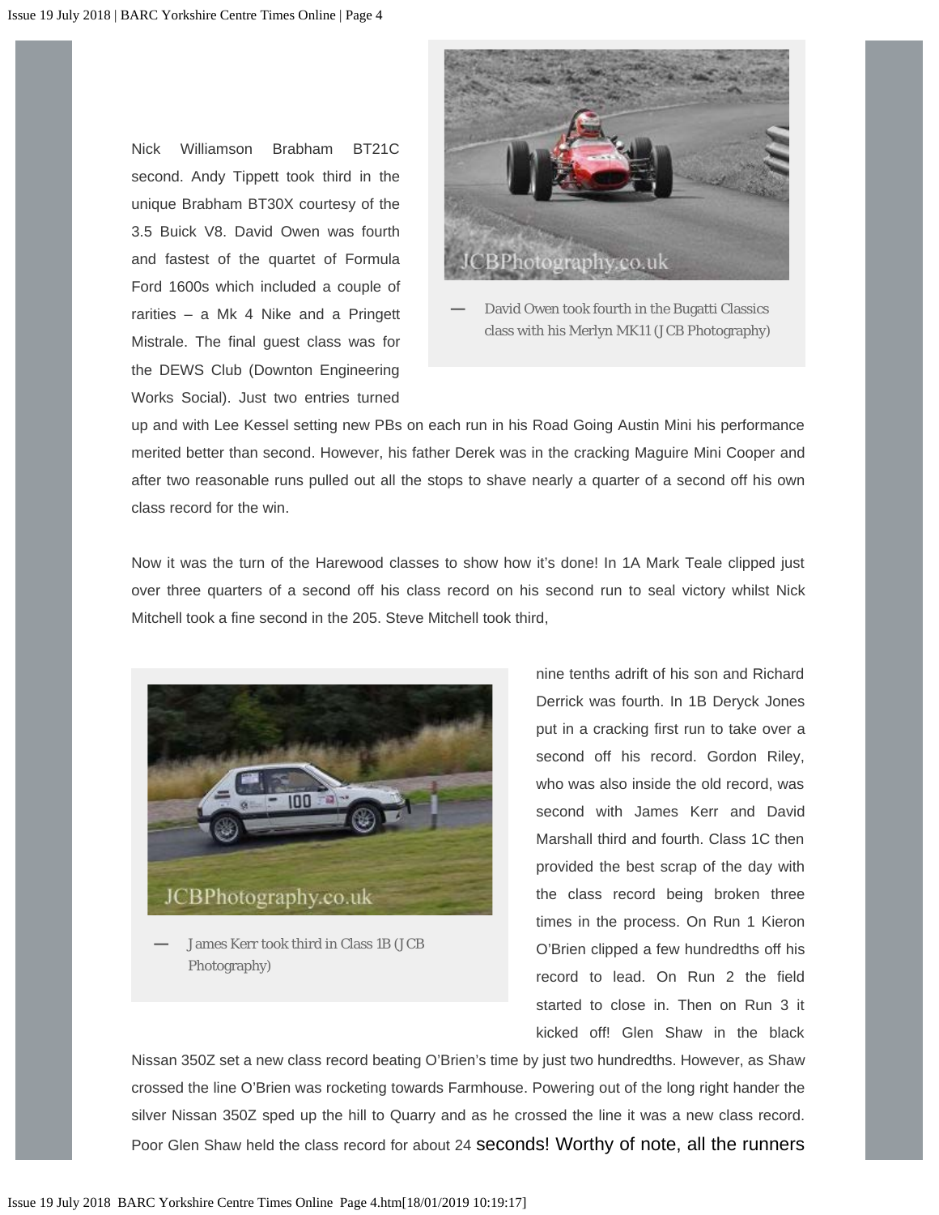Nick Williamson Brabham BT21C second. Andy Tippett took third in the unique Brabham BT30X courtesy of the 3.5 Buick V8. David Owen was fourth and fastest of the quartet of Formula Ford 1600s which included a couple of rarities – a Mk 4 Nike and a Pringett Mistrale. The final guest class was for the DEWS Club (Downton Engineering Works Social). Just two entries turned up and with Lee Kessel setting new PBs on each run in his Road Going Austin Mini his performance merited better than second. However, his father Derek was in the cracking Maguire Mini Cooper and after two reasonable runs pulled out all the stops to shave nearly a quarter of a second off his own class record for the win.

— David Owen took fourth in the Bugatti Classics class with his Merlyn MK11 (JCB Photography)

Now it was the turn of the Harewood classes to show how it's done! In 1A Mark Teale clipped just over three quarters of a second off his class record on his second run to seal victory whilst Nick Mitchell took a fine second in the 205. Steve Mitchell took third, nine tenths adrift of his son and Richard Derrick was fourth. In 1B Deryck Jones put in a cracking first run to take over a second off his record. Gordon Riley, who was also inside the old record, was second with James Kerr and David Marshall third and fourth. Class 1C then provided the best scrap of the day with the class record being broken three times in the process. On Run 1 Kieron O'Brien clipped a few hundredths off his record to lead. On Run 2 the field started to close in. Then on Run 3 it kicked off! Glen Shaw in the black Nissan 350Z set a new class record beating O'Brien's time by just two hundredths. However, as Shaw crossed the line O'Brien was rocketing towards Farmhouse. Powering out of the long right hander the silver Nissan 350Z sped up the hill to Quarry and as he crossed the line it was a new class record. Poor Glen Shaw held the class record for about 24 seconds! Worthy of note, all the runners

— James Kerr took third in Class 1B (JCB Photography)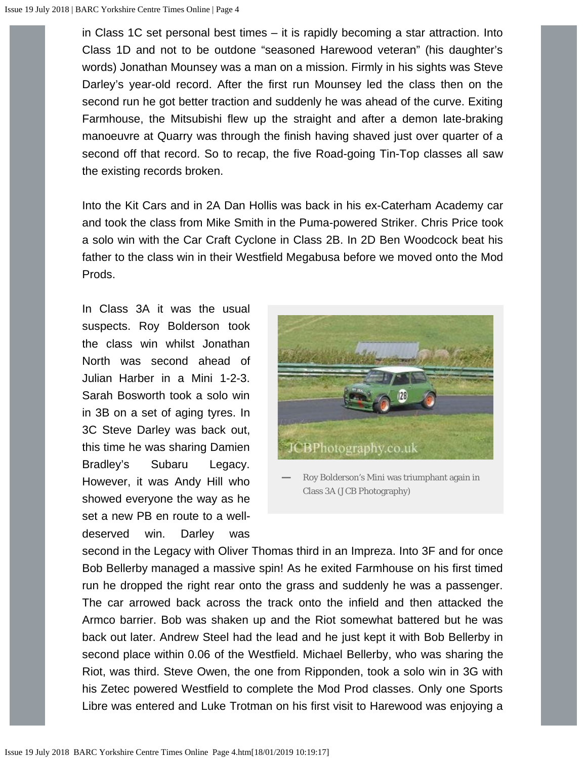in Class 1C set personal best times – it is rapidly becoming a star attraction. Into Class 1D and not to be outdone "seasoned Harewood veteran" (his daughter's words) Jonathan Mounsey was a man on a mission. Firmly in his sights was Steve Darley's year-old record. After the first run Mounsey led the class then on the second run he got better traction and suddenly he was ahead of the curve. Exiting Farmhouse, the Mitsubishi flew up the straight and after a demon late-braking manoeuvre at Quarry was through the finish having shaved just over quarter of a second off that record. So to recap, the five Road-going Tin-Top classes all saw the existing records broken.

Into the Kit Cars and in 2A Dan Hollis was back in his ex-Caterham Academy car and took the class from Mike Smith in the Puma-powered Striker. Chris Price took a solo win with the Car Craft Cyclone in Class 2B. In 2D Ben Woodcock beat his father to the class win in their Westfield Megabusa before we moved onto the Mod Prods.

In Class 3A it was the usual suspects. Roy Bolderson took the class win whilst Jonathan North was second ahead of Julian Harber in a Mini 1-2-3. Sarah Bosworth took a solo win in 3B on a set of aging tyres. In 3C Steve Darley was back out, this time he was sharing Damien Bradley's Subaru Legacy. However, it was Andy Hill who showed everyone the way as he set a new PB en route to a well-deserved win. Darley was second in the Legacy with Oliver Thomas third in an Impreza. Into 3F and for once Bob Bellerby managed a massive spin! As he exited Farmhouse on his first timed run he dropped the right rear onto the grass and suddenly he was a passenger. The car arrowed back across the track onto the infield and then attacked the Armco barrier. Bob was shaken up and the Riot somewhat battered but he was back out later. Andrew Steel had the lead and he just kept it with Bob Bellerby in second place within 0.06 of the Westfield. Michael Bellerby, who was sharing the Riot, was third. Steve Owen, the one from Ripponden, took a solo win in 3G with his Zetec powered Westfield to complete the Mod Prod classes. Only one Sports Libre was entered and Luke Trotman on his first visit to Harewood was enjoying a

— Roy Bolderson's Mini was triumphant again in Class 3A (J CB Photography)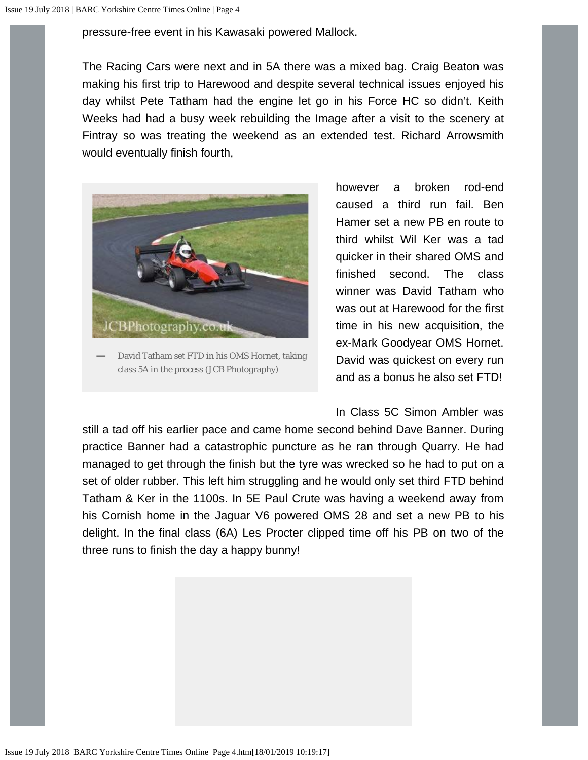pressure-free event in his Kawasaki powered Mallock.

The Racing Cars were next and in 5A there was a mixed bag. Craig Beaton was making his first trip to Harewood and despite several technical issues enjoyed his day whilst Pete Tatham had the engine let go in his Force HC so didn't. Keith Weeks had had a busy week rebuilding the Image after a visit to the scenery at Fintray so was treating the weekend as an extended test. Richard Arrowsmith would eventually finish fourth, however a broken rod-end caused a third run fail. Ben Hamer set a new PB en route to third whilst Wil Ker was a tad quicker in their shared OMS and finished second. The class winner was David Tatham who was out at Harewood for the first time in his new acquisition, the ex-Mark Goodyear OMS Hornet. David was quickest on every run and as a bonus he also set FTD!

— David Tatham set FTD in his OMS Hornet, taking class 5A in the process (JCB Photography)

In Class 5C Simon Ambler was still a tad off his earlier pace and came home second behind Dave Banner. During practice Banner had a catastrophic puncture as he ran through Quarry. He had managed to get through the finish but the tyre was wrecked so he had to put on a set of older rubber. This left him struggling and he would only set third FTD behind Tatham & Ker in the 1100s. In 5E Paul Crute was having a weekend away from his Cornish home in the Jaguar V6 powered OMS 28 and set a new PB to his delight. In the final class (6A) Les Procter clipped time off his PB on two of the three runs to finish the day a happy bunny!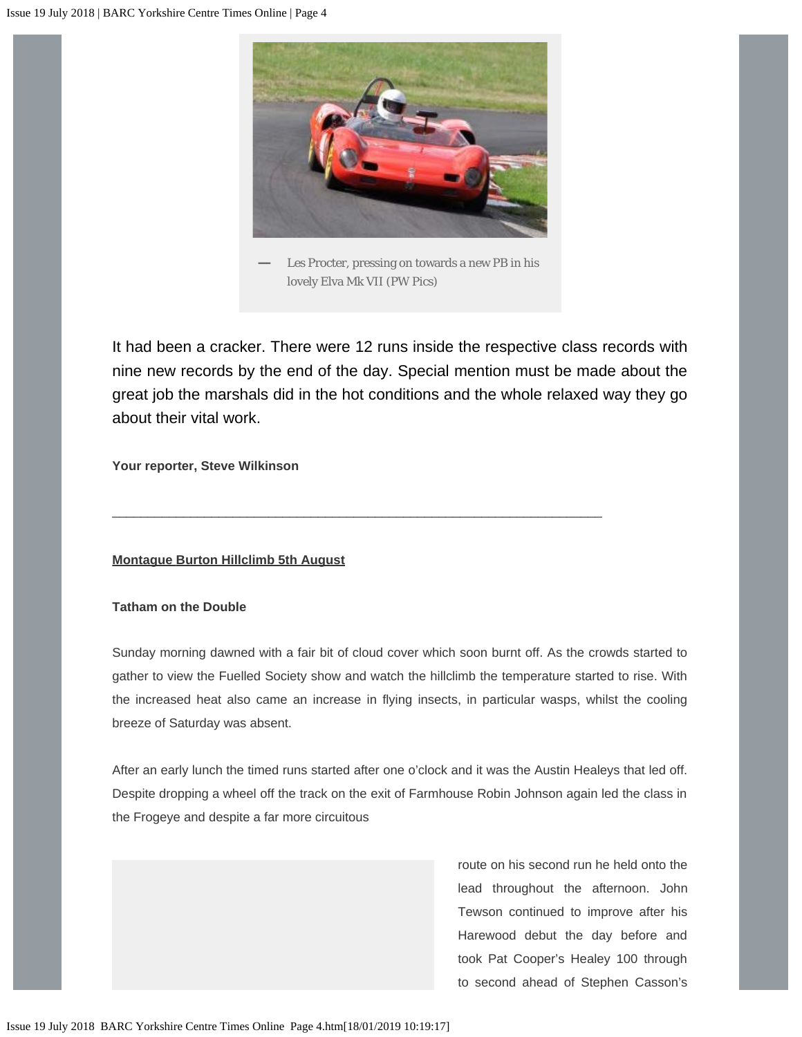— Les Procter, pressing on towards a new PB in his lovely Elva Mk VII (PW Pics)

It had been a cracker. There were 12 runs inside the respective class records with nine new records by the end of the day. Special mention must be made about the great job the marshals did in the hot conditions and the whole relaxed way they go about their vital work.

**Your reporter, Steve Wilkinson**

---

**Montague Burton Hillclimb 5th August**

**Tatham on the Double**

Sunday morning dawned with a fair bit of cloud cover which soon burnt off. As the crowds started to gather to view the Fuelled Society show and watch the hillclimb the temperature started to rise. With the increased heat also came an increase in flying insects, in particular wasps, whilst the cooling breeze of Saturday was absent.

After an early lunch the timed runs started after one o'clock and it was the Austin Healeys that led off. Despite dropping a wheel off the track on the exit of Farmhouse Robin Johnson again led the class in the Frogeye and despite a far more circuitous route on his second run he held onto the lead throughout the afternoon. John Tewson continued to improve after his Harewood debut the day before and took Pat Cooper's Healey 100 through to second ahead of Stephen Casson's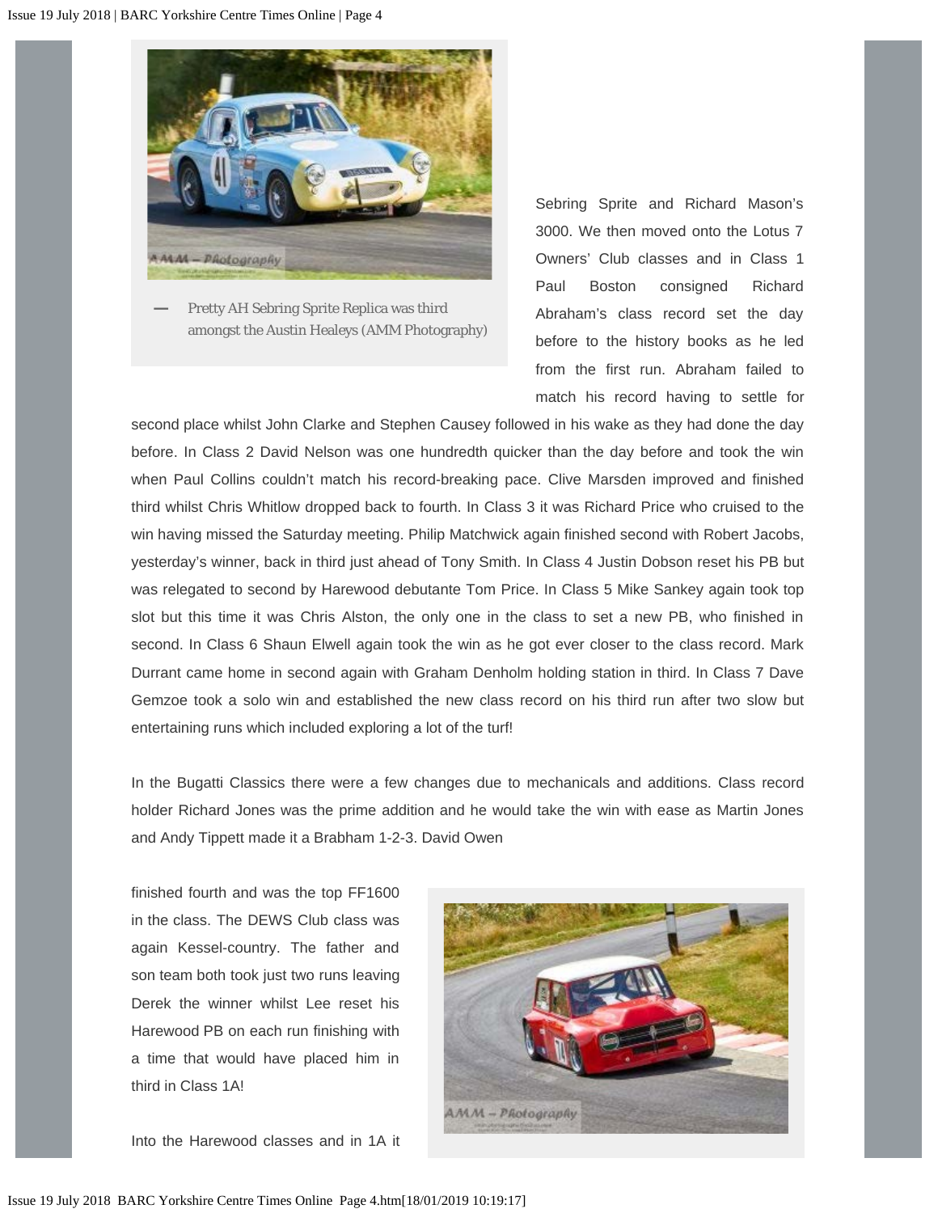Pretty AH Sebring Sprite Replica was third amongst the Austin Healeys (AMM Photography)

Sebring Sprite and Richard Mason's 3000. We then moved onto the Lotus 7 Owners' Club classes and in Class 1 Paul Boston consigned Richard Abraham's class record set the day before to the history books as he led from the first run. Abraham failed to match his record having to settle for second place whilst John Clarke and Stephen Causey followed in his wake as they had done the day before. In Class 2 David Nelson was one hundredth quicker than the day before and took the win when Paul Collins couldn't match his record-breaking pace. Clive Marsden improved and finished third whilst Chris Whitlow dropped back to fourth. In Class 3 it was Richard Price who cruised to the win having missed the Saturday meeting. Philip Matchwick again finished second with Robert Jacobs, yesterday's winner, back in third just ahead of Tony Smith. In Class 4 Justin Dobson reset his PB but was relegated to second by Harewood debutante Tom Price. In Class 5 Mike Sankey again took top slot but this time it was Chris Alston, the only one in the class to set a new PB, who finished in second. In Class 6 Shaun Elwell again took the win as he got ever closer to the class record. Mark Durrant came home in second again with Graham Denholm holding station in third. In Class 7 Dave Gemzoe took a solo win and established the new class record on his third run after two slow but entertaining runs which included exploring a lot of the turf!

In the Bugatti Classics there were a few changes due to mechanicals and additions. Class record holder Richard Jones was the prime addition and he would take the win with ease as Martin Jones and Andy Tippett made it a Brabham 1-2-3. David Owen finished fourth and was the top FF1600 in the class. The DEWS Club class was again Kessel-country. The father and son team both took just two runs leaving Derek the winner whilst Lee reset his Harewood PB on each run finishing with a time that would have placed him in third in Class 1A!

Into the Harewood classes and in 1A it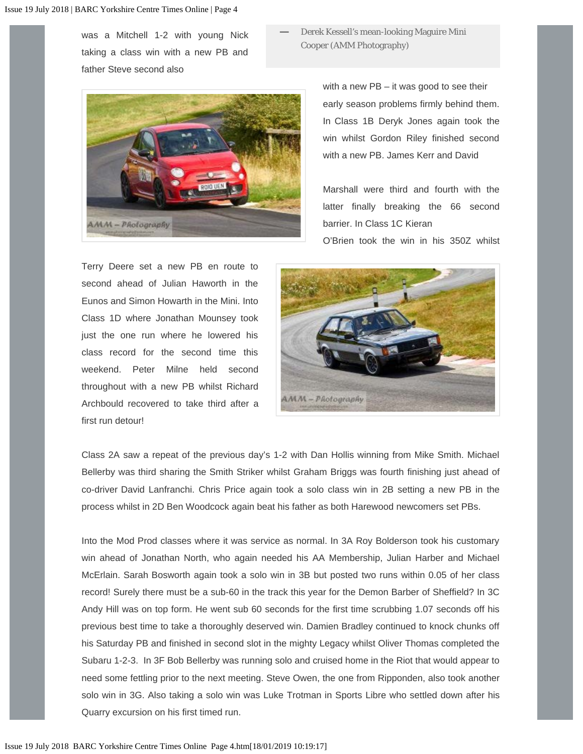was a Mitchell 1-2 with young Nick taking a class win with a new PB and father Steve second also

— Derek Kessell's mean-looking Maguire Mini Cooper (AMM Photography)

with a new PB – it was good to see their early season problems firmly behind them. In Class 1B Deryk Jones again took the win whilst Gordon Riley finished second with a new PB. James Kerr and David

Marshall were third and fourth with the latter finally breaking the 66 second barrier. In Class 1C Kieran O'Brien took the win in his 350Z whilst

Terry Deere set a new PB en route to second ahead of Julian Haworth in the Eunos and Simon Howarth in the Mini. Into Class 1D where Jonathan Mounsey took just the one run where he lowered his class record for the second time this weekend. Peter Milne held second throughout with a new PB whilst Richard Archbould recovered to take third after a first run detour!

Class 2A saw a repeat of the previous day's 1-2 with Dan Hollis winning from Mike Smith. Michael Bellerby was third sharing the Smith Striker whilst Graham Briggs was fourth finishing just ahead of co-driver David Lanfranchi. Chris Price again took a solo class win in 2B setting a new PB in the process whilst in 2D Ben Woodcock again beat his father as both Harewood newcomers set PBs.

Into the Mod Prod classes where it was service as normal. In 3A Roy Bolderson took his customary win ahead of Jonathan North, who again needed his AA Membership, Julian Harber and Michael McErlain. Sarah Bosworth again took a solo win in 3B but posted two runs within 0.05 of her class record! Surely there must be a sub-60 in the track this year for the Demon Barber of Sheffield? In 3C Andy Hill was on top form. He went sub 60 seconds for the first time scrubbing 1.07 seconds off his previous best time to take a thoroughly deserved win. Damien Bradley continued to knock chunks off his Saturday PB and finished in second slot in the mighty Legacy whilst Oliver Thomas completed the Subaru 1-2-3. In 3F Bob Bellerby was running solo and cruised home in the Riot that would appear to need some fettling prior to the next meeting. Steve Owen, the one from Ripponden, also took another solo win in 3G. Also taking a solo win was Luke Trotman in Sports Libre who settled down after his Quarry excursion on his first timed run.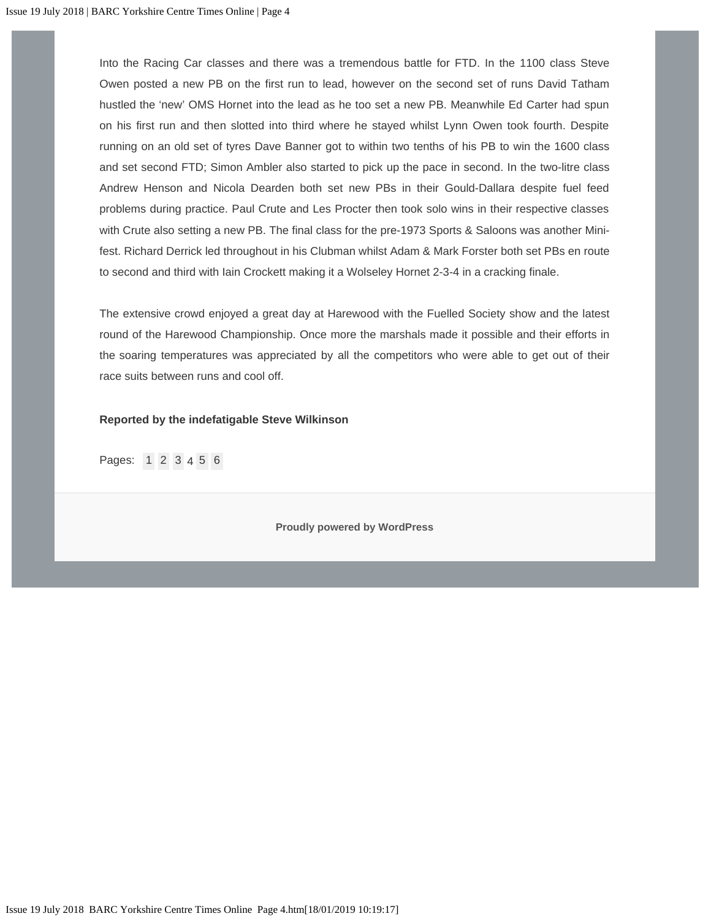Into the Racing Car classes and there was a tremendous battle for FTD. In the 1100 class Steve Owen posted a new PB on the first run to lead, however on the second set of runs David Tatham hustled the 'new' OMS Hornet into the lead as he too set a new PB. Meanwhile Ed Carter had spun on his first run and then slotted into third where he stayed whilst Lynn Owen took fourth. Despite running on an old set of tyres Dave Banner got to within two tenths of his PB to win the 1600 class and set second FTD; Simon Ambler also started to pick up the pace in second. In the two-litre class Andrew Henson and Nicola Dearden both set new PBs in their Gould-Dallara despite fuel feed problems during practice. Paul Crute and Les Procter then took solo wins in their respective classes with Crute also setting a new PB. The final class for the pre-1973 Sports & Saloons was another Mini-fest. Richard Derrick led throughout in his Clubman whilst Adam & Mark Forster both set PBs en route to second and third with Iain Crockett making it a Wolseley Hornet 2-3-4 in a cracking finale.

The extensive crowd enjoyed a great day at Harewood with the Fuelled Society show and the latest round of the Harewood Championship. Once more the marshals made it possible and their efforts in the soaring temperatures was appreciated by all the competitors who were able to get out of their race suits between runs and cool off.

**Reported by the indefatigable Steve Wilkinson**

Pages: 1 2 3 4 5 6

**Proudly powered by WordPress**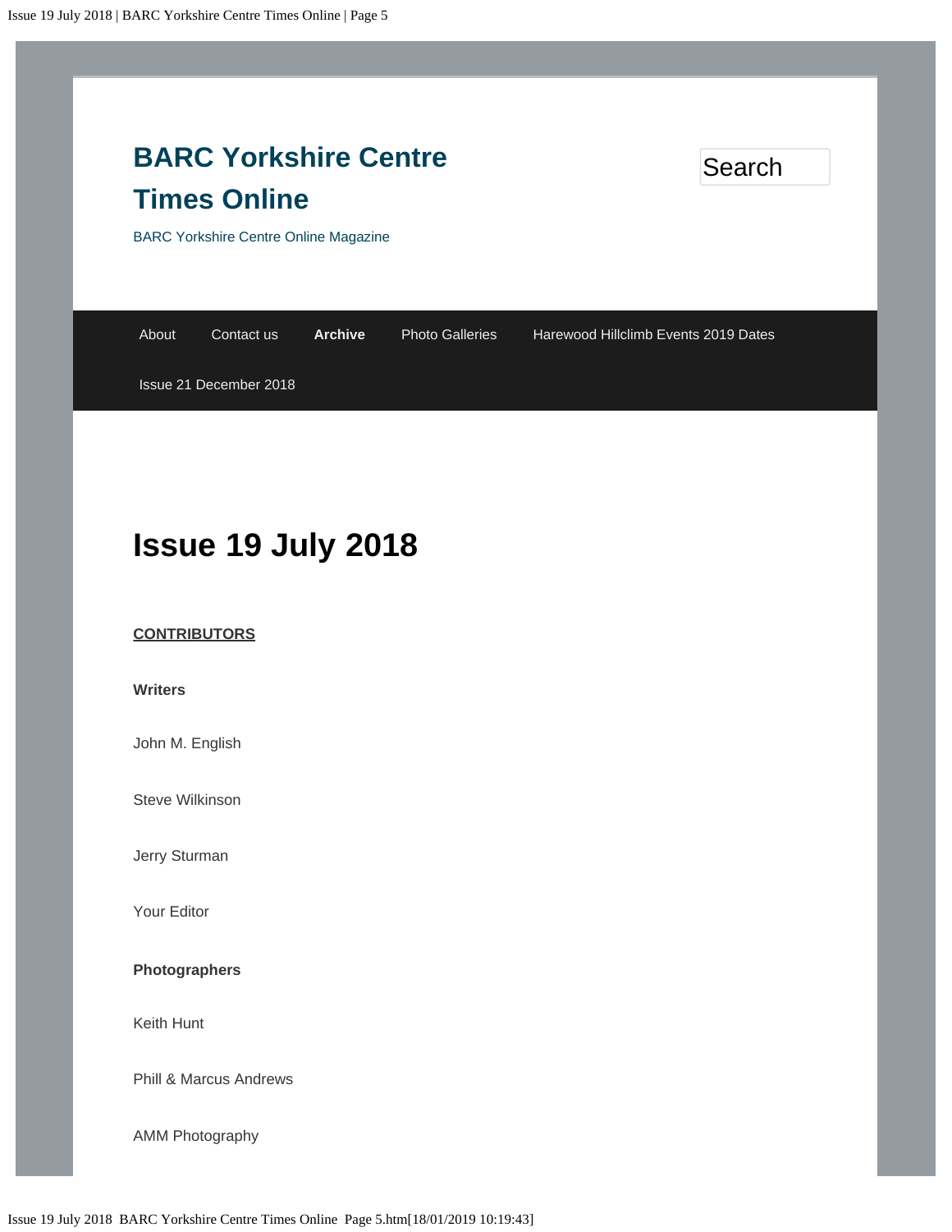# BARC Yorkshire Centre Times Online

BARC Yorkshire Centre Online Magazine

Search

About | Contact us | **Archive** | Photo Galleries | Harewood Hillclimb Events 2019 Dates | Issue 21 December 2018

# Issue 19 July 2018

**CONTRIBUTORS**

**Writers**

John M. English

Steve Wilkinson

Jerry Sturman

Your Editor

**Photographers**

Keith Hunt

Phill & Marcus Andrews

AMM Photography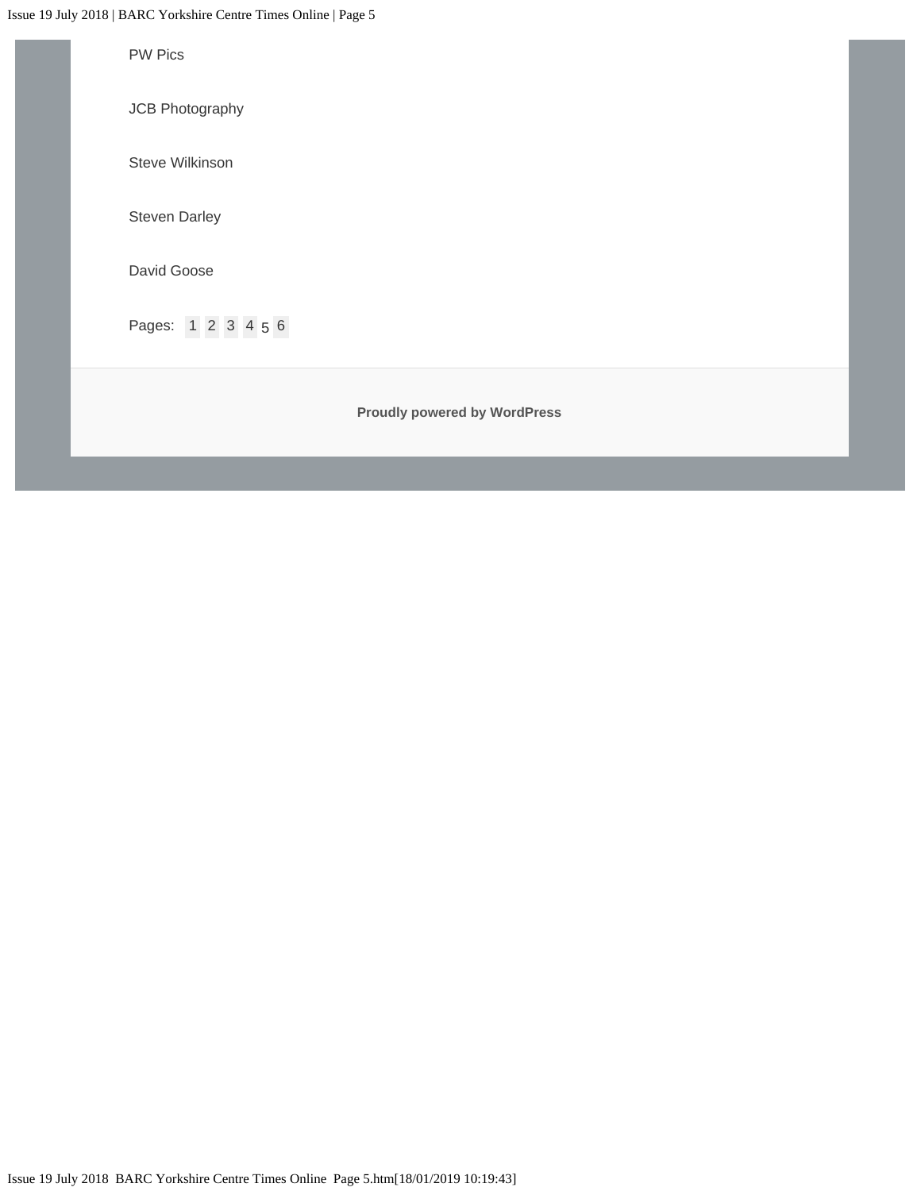PW Pics

JCB Photography

Steve Wilkinson

Steven Darley

David Goose

Pages: 1 2 3 4 5 6

Proudly powered by WordPress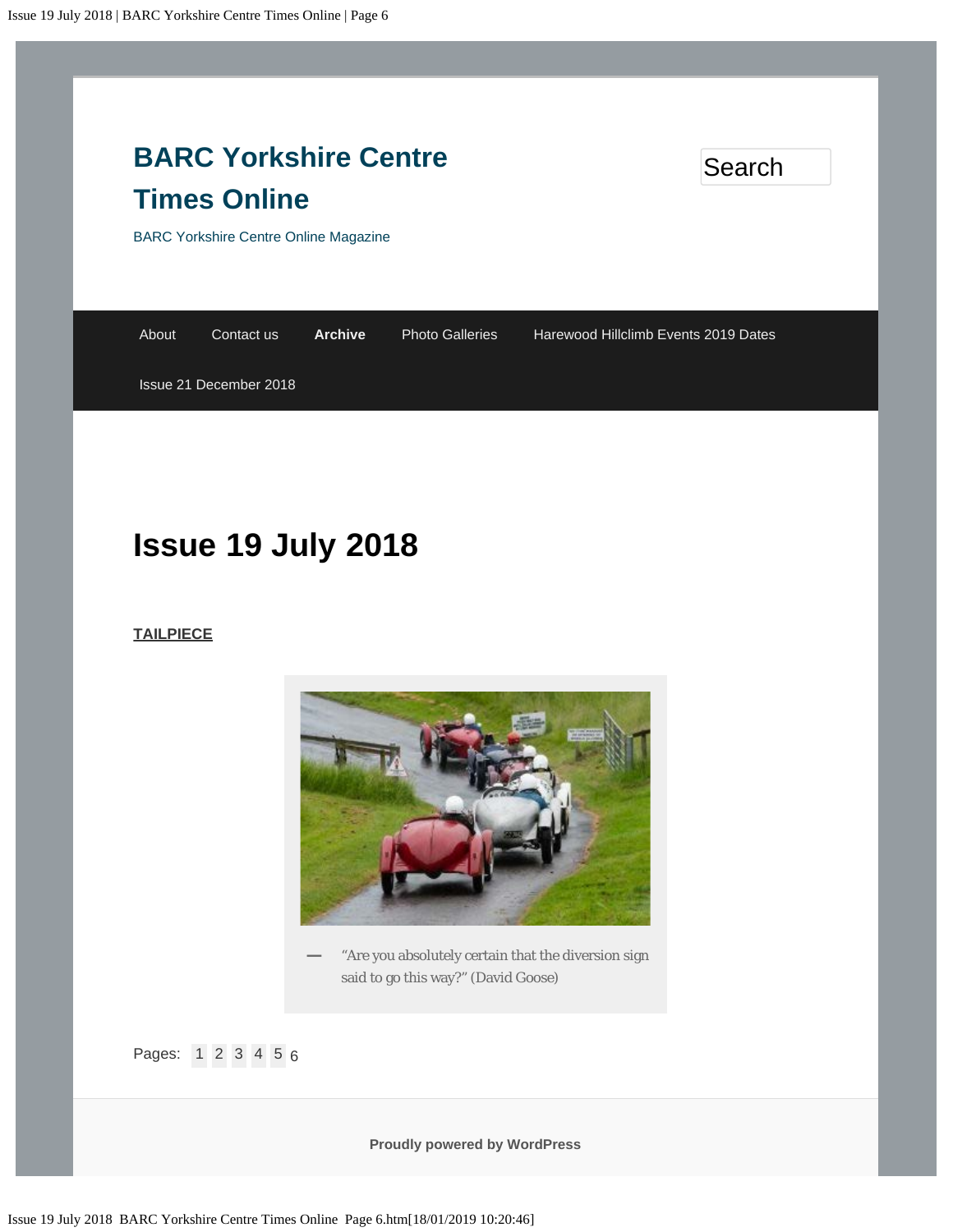# BARC Yorkshire Centre Times Online

BARC Yorkshire Centre Online Magazine

About Contact us **Archive** Photo Galleries Harewood Hillclimb Events 2019 Dates

Issue 21 December 2018

# Issue 19 July 2018

**TAILPIECE**

— "Are you absolutely certain that the diversion sign said to go this way?" (David Goose)

Pages: 1 2 3 4 5 6

**Proudly powered by WordPress**